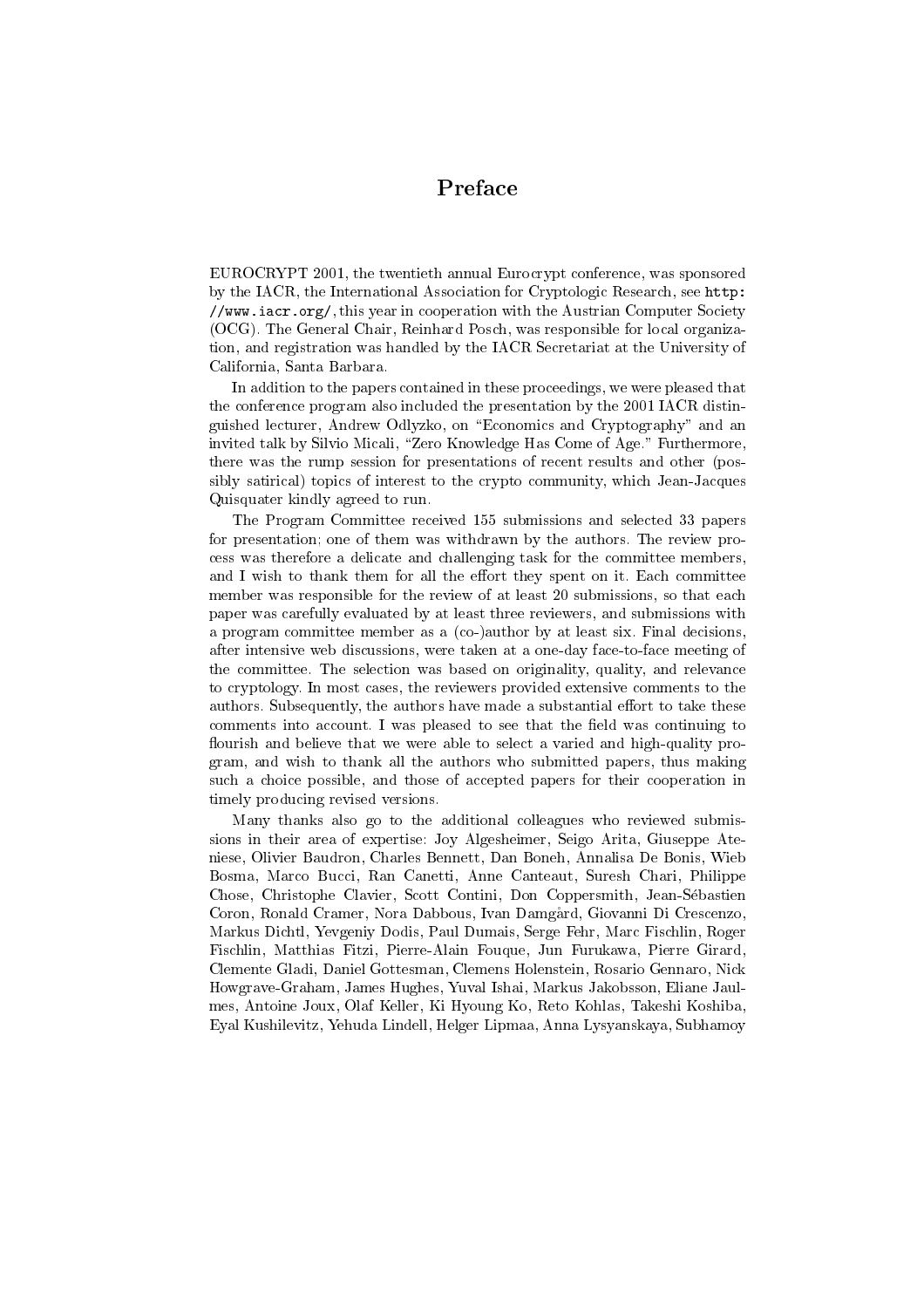# Preface

EUROCRYPT 2001, the twentieth annual Eurocrypt conference, was sponsored by the IACR, the International Association for Cryptologic Research, see `http://www.iacr.org/`, this year in cooperation with the Austrian Computer Society (OCG). The General Chair, Reinhard Posch, was responsible for local organization, and registration was handled by the IACR Secretariat at the University of California, Santa Barbara.

In addition to the papers contained in these proceedings, we were pleased that the conference program also included the presentation by the 2001 IACR distinguished lecturer, Andrew Odlyzko, on "Economics and Cryptography" and an invited talk by Silvio Micali, "Zero Knowledge Has Come of Age." Furthermore, there was the rump session for presentations of recent results and other (possibly satirical) topics of interest to the crypto community, which Jean-Jacques Quisquater kindly agreed to run.

The Program Committee received 155 submissions and selected 33 papers for presentation; one of them was withdrawn by the authors. The review process was therefore a delicate and challenging task for the committee members, and I wish to thank them for all the effort they spent on it. Each committee member was responsible for the review of at least 20 submissions, so that each paper was carefully evaluated by at least three reviewers, and submissions with a program committee member as a (co-)author by at least six. Final decisions, after intensive web discussions, were taken at a one-day face-to-face meeting of the committee. The selection was based on originality, quality, and relevance to cryptology. In most cases, the reviewers provided extensive comments to the authors. Subsequently, the authors have made a substantial effort to take these comments into account. I was pleased to see that the field was continuing to flourish and believe that we were able to select a varied and high-quality program, and wish to thank all the authors who submitted papers, thus making such a choice possible, and those of accepted papers for their cooperation in timely producing revised versions.

Many thanks also go to the additional colleagues who reviewed submissions in their area of expertise: Joy Algesheimer, Seigo Arita, Giuseppe Ateniese, Olivier Baudron, Charles Bennett, Dan Boneh, Annalisa De Bonis, Wieb Bosma, Marco Bucci, Ran Canetti, Anne Canteaut, Suresh Chari, Philippe Chose, Christophe Clavier, Scott Contini, Don Coppersmith, Jean-Sébastien Coron, Ronald Cramer, Nora Dabbous, Ivan Damgård, Giovanni Di Crescenzo, Markus Dichtl, Yevgeniy Dodis, Paul Dumais, Serge Fehr, Marc Fischlin, Roger Fischlin, Matthias Fitzi, Pierre-Alain Fouque, Jun Furukawa, Pierre Girard, Clemente Gladi, Daniel Gottesman, Clemens Holenstein, Rosario Gennaro, Nick Howgrave-Graham, James Hughes, Yuval Ishai, Markus Jakobsson, Eliane Jaulmes, Antoine Joux, Olaf Keller, Ki Hyoung Ko, Reto Kohlas, Takeshi Koshiba, Eyal Kushilevitz, Yehuda Lindell, Helger Lipmaa, Anna Lysyanskaya, Subhamoy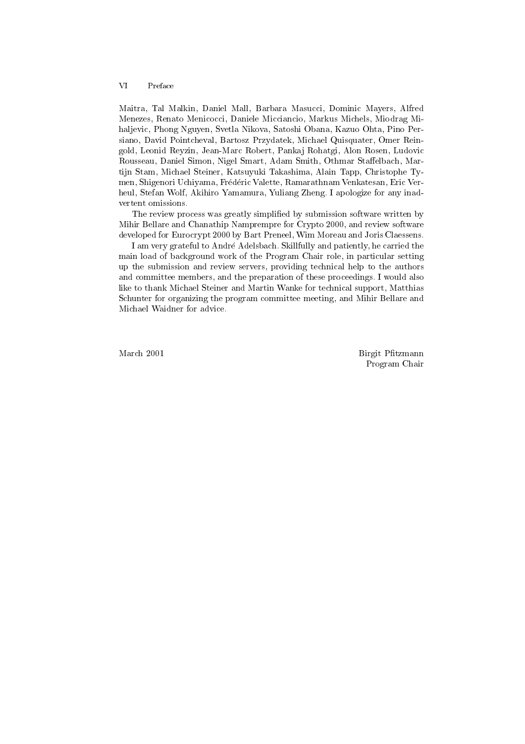Maitra, Tal Malkin, Daniel Mall, Barbara Masucci, Dominic Mayers, Alfred Menezes, Renato Menicocci, Daniele Micciancio, Markus Michels, Miodrag Mihaljevic, Phong Nguyen, Svetla Nikova, Satoshi Obana, Kazuo Ohta, Pino Persiano, David Pointcheval, Bartosz Przydatek, Michael Quisquater, Omer Reingold, Leonid Reyzin, Jean-Marc Robert, Pankaj Rohatgi, Alon Rosen, Ludovic Rousseau, Daniel Simon, Nigel Smart, Adam Smith, Othmar Staffelbach, Martijn Stam, Michael Steiner, Katsuyuki Takashima, Alain Tapp, Christophe Tymen, Shigenori Uchiyama, Frédéric Valette, Ramarathnam Venkatesan, Eric Verheul, Stefan Wolf, Akihiro Yamamura, Yuliang Zheng. I apologize for any inadvertent omissions.

The review process was greatly simplified by submission software written by Mihir Bellare and Chanathip Namprempre for Crypto 2000, and review software developed for Eurocrypt 2000 by Bart Preneel, Wim Moreau and Joris Claessens.

I am very grateful to André Adelsbach. Skillfully and patiently, he carried the main load of background work of the Program Chair role, in particular setting up the submission and review servers, providing technical help to the authors and committee members, and the preparation of these proceedings. I would also like to thank Michael Steiner and Martin Wanke for technical support, Matthias Schunter for organizing the program committee meeting, and Mihir Bellare and Michael Waidner for advice.

March 2001

Birgit Pfitzmann
Program Chair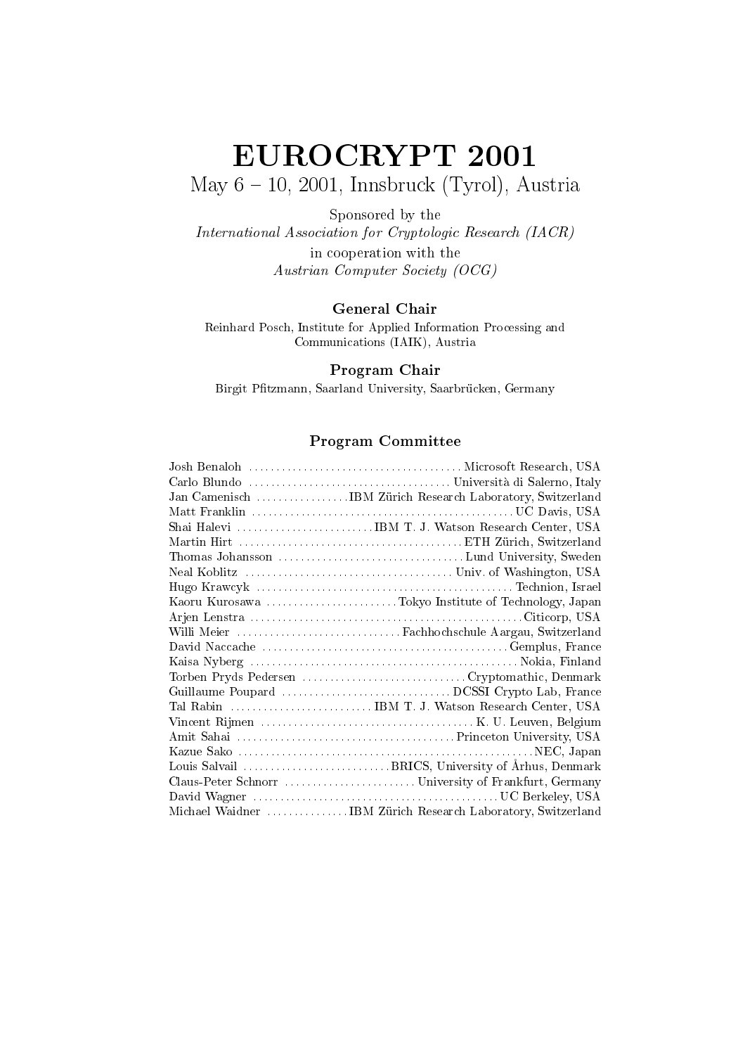# EUROCRYPT 2001

May 6 – 10, 2001, Innsbruck (Tyrol), Austria

Sponsored by the
*International Association for Cryptologic Research (IACR)*
in cooperation with the
*Austrian Computer Society (OCG)*

### General Chair

Reinhard Posch, Institute for Applied Information Processing and Communications (IAIK), Austria

### Program Chair

Birgit Pfitzmann, Saarland University, Saarbrücken, Germany

### Program Committee

| | |
|---|---|
| Josh Benaloh | Microsoft Research, USA |
| Carlo Blundo | Università di Salerno, Italy |
| Jan Camenisch | IBM Zürich Research Laboratory, Switzerland |
| Matt Franklin | UC Davis, USA |
| Shai Halevi | IBM T. J. Watson Research Center, USA |
| Martin Hirt | ETH Zürich, Switzerland |
| Thomas Johansson | Lund University, Sweden |
| Neal Koblitz | Univ. of Washington, USA |
| Hugo Krawcyk | Technion, Israel |
| Kaoru Kurosawa | Tokyo Institute of Technology, Japan |
| Arjen Lenstra | Citicorp, USA |
| Willi Meier | Fachhochschule Aargau, Switzerland |
| David Naccache | Gemplus, France |
| Kaisa Nyberg | Nokia, Finland |
| Torben Pryds Pedersen | Cryptomathic, Denmark |
| Guillaume Poupard | DCSSI Crypto Lab, France |
| Tal Rabin | IBM T. J. Watson Research Center, USA |
| Vincent Rijmen | K. U. Leuven, Belgium |
| Amit Sahai | Princeton University, USA |
| Kazue Sako | NEC, Japan |
| Louis Salvail | BRICS, University of Århus, Denmark |
| Claus-Peter Schnorr | University of Frankfurt, Germany |
| David Wagner | UC Berkeley, USA |
| Michael Waidner | IBM Zürich Research Laboratory, Switzerland |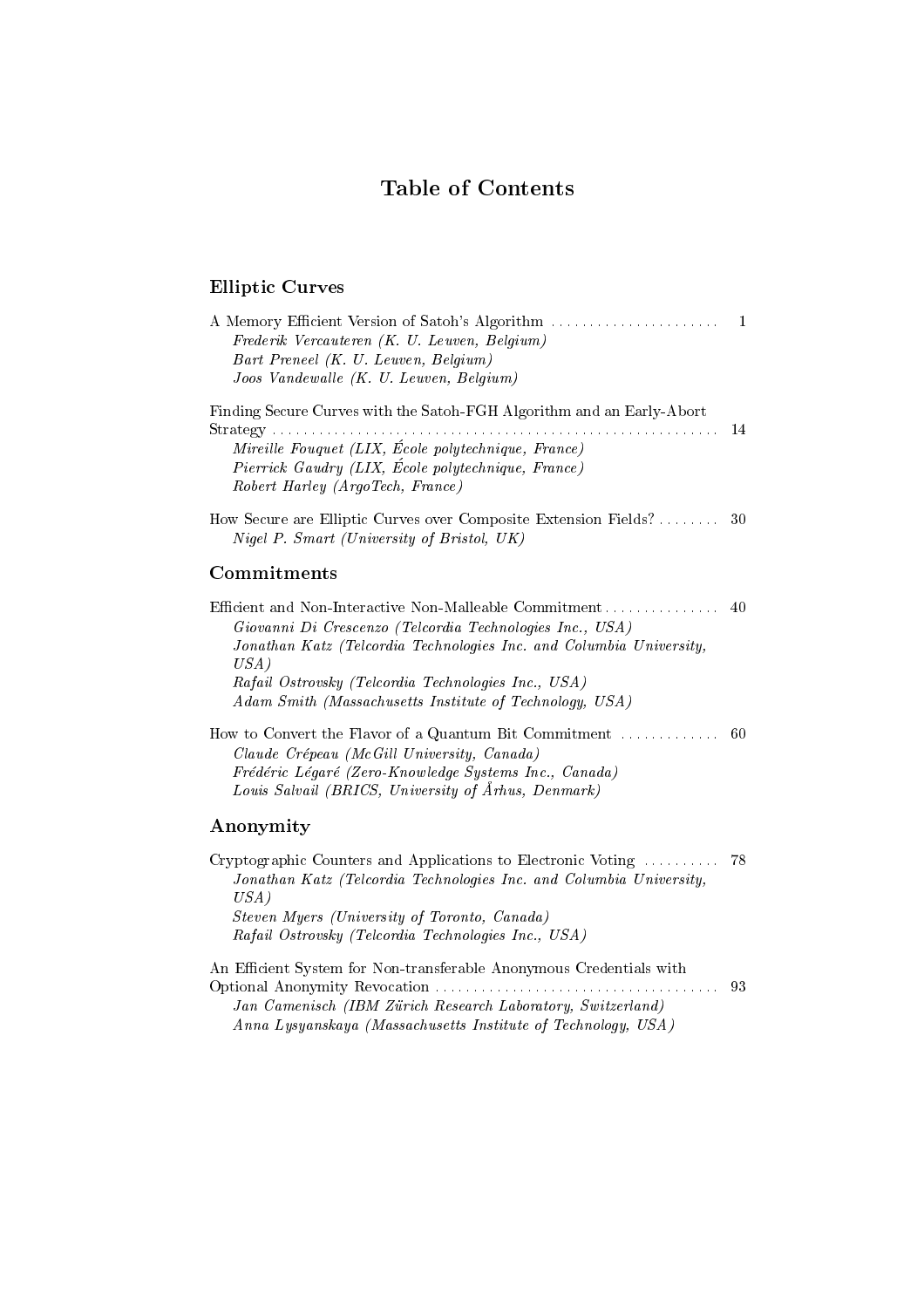# Table of Contents

## Elliptic Curves

A Memory Efficient Version of Satoh's Algorithm ..................... 1
*Frederik Vercauteren (K. U. Leuven, Belgium)*
*Bart Preneel (K. U. Leuven, Belgium)*
*Joos Vandewalle (K. U. Leuven, Belgium)*

Finding Secure Curves with the Satoh-FGH Algorithm and an Early-Abort Strategy ..................... 14
*Mireille Fouquet (LIX, École polytechnique, France)*
*Pierrick Gaudry (LIX, École polytechnique, France)*
*Robert Harley (ArgoTech, France)*

How Secure are Elliptic Curves over Composite Extension Fields? ........ 30
*Nigel P. Smart (University of Bristol, UK)*

## Commitments

Efficient and Non-Interactive Non-Malleable Commitment ............... 40
*Giovanni Di Crescenzo (Telcordia Technologies Inc., USA)*
*Jonathan Katz (Telcordia Technologies Inc. and Columbia University, USA)*
*Rafail Ostrovsky (Telcordia Technologies Inc., USA)*
*Adam Smith (Massachusetts Institute of Technology, USA)*

How to Convert the Flavor of a Quantum Bit Commitment ............. 60
*Claude Crépeau (McGill University, Canada)*
*Frédéric Légaré (Zero-Knowledge Systems Inc., Canada)*
*Louis Salvail (BRICS, University of Århus, Denmark)*

## Anonymity

Cryptographic Counters and Applications to Electronic Voting .......... 78
*Jonathan Katz (Telcordia Technologies Inc. and Columbia University, USA)*
*Steven Myers (University of Toronto, Canada)*
*Rafail Ostrovsky (Telcordia Technologies Inc., USA)*

An Efficient System for Non-transferable Anonymous Credentials with Optional Anonymity Revocation ..................... 93
*Jan Camenisch (IBM Zürich Research Laboratory, Switzerland)*
*Anna Lysyanskaya (Massachusetts Institute of Technology, USA)*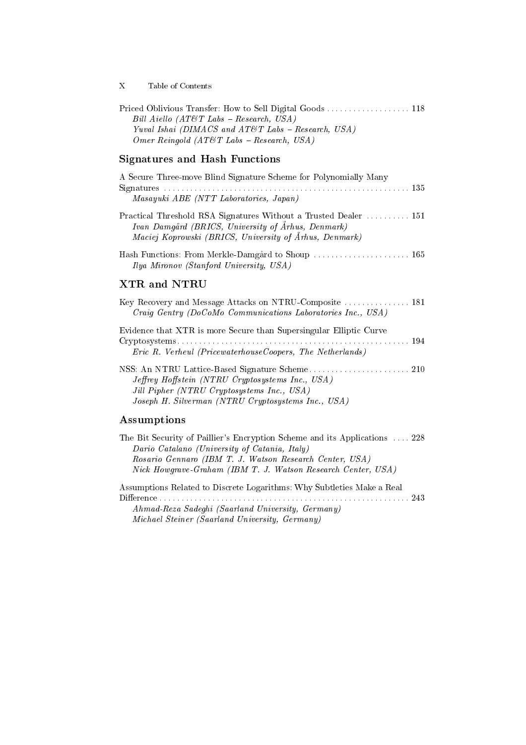Priced Oblivious Transfer: How to Sell Digital Goods . . . . . . . . . . . . . . . . . . . 118
*Bill Aiello (AT&T Labs – Research, USA)*
*Yuval Ishai (DIMACS and AT&T Labs – Research, USA)*
*Omer Reingold (AT&T Labs – Research, USA)*

## Signatures and Hash Functions

A Secure Three-move Blind Signature Scheme for Polynomially Many Signatures . . . . . . . . . . . . . . . . . . . . . . . . . . . . . . . . . . . . . . . . . . . . . . . . . . . . . . . . . 135
*Masayuki ABE (NTT Laboratories, Japan)*

Practical Threshold RSA Signatures Without a Trusted Dealer . . . . . . . . . . 151
*Ivan Damgård (BRICS, University of Århus, Denmark)*
*Maciej Koprowski (BRICS, University of Århus, Denmark)*

Hash Functions: From Merkle-Damgård to Shoup . . . . . . . . . . . . . . . . . . . . . . 165
*Ilya Mironov (Stanford University, USA)*

## XTR and NTRU

Key Recovery and Message Attacks on NTRU-Composite . . . . . . . . . . . . . . . 181
*Craig Gentry (DoCoMo Communications Laboratories Inc., USA)*

Evidence that XTR is more Secure than Supersingular Elliptic Curve Cryptosystems . . . . . . . . . . . . . . . . . . . . . . . . . . . . . . . . . . . . . . . . . . . . . . . . . . . . . 194
*Eric R. Verheul (PricewaterhouseCoopers, The Netherlands)*

NSS: An NTRU Lattice-Based Signature Scheme . . . . . . . . . . . . . . . . . . . . . . . 210
*Jeffrey Hoffstein (NTRU Cryptosystems Inc., USA)*
*Jill Pipher (NTRU Cryptosystems Inc., USA)*
*Joseph H. Silverman (NTRU Cryptosystems Inc., USA)*

## Assumptions

The Bit Security of Paillier's Encryption Scheme and its Applications . . . . 228
*Dario Catalano (University of Catania, Italy)*
*Rosario Gennaro (IBM T. J. Watson Research Center, USA)*
*Nick Howgrave-Graham (IBM T. J. Watson Research Center, USA)*

Assumptions Related to Discrete Logarithms: Why Subtleties Make a Real Difference . . . . . . . . . . . . . . . . . . . . . . . . . . . . . . . . . . . . . . . . . . . . . . . . . . . . . . . . . 243
*Ahmad-Reza Sadeghi (Saarland University, Germany)*
*Michael Steiner (Saarland University, Germany)*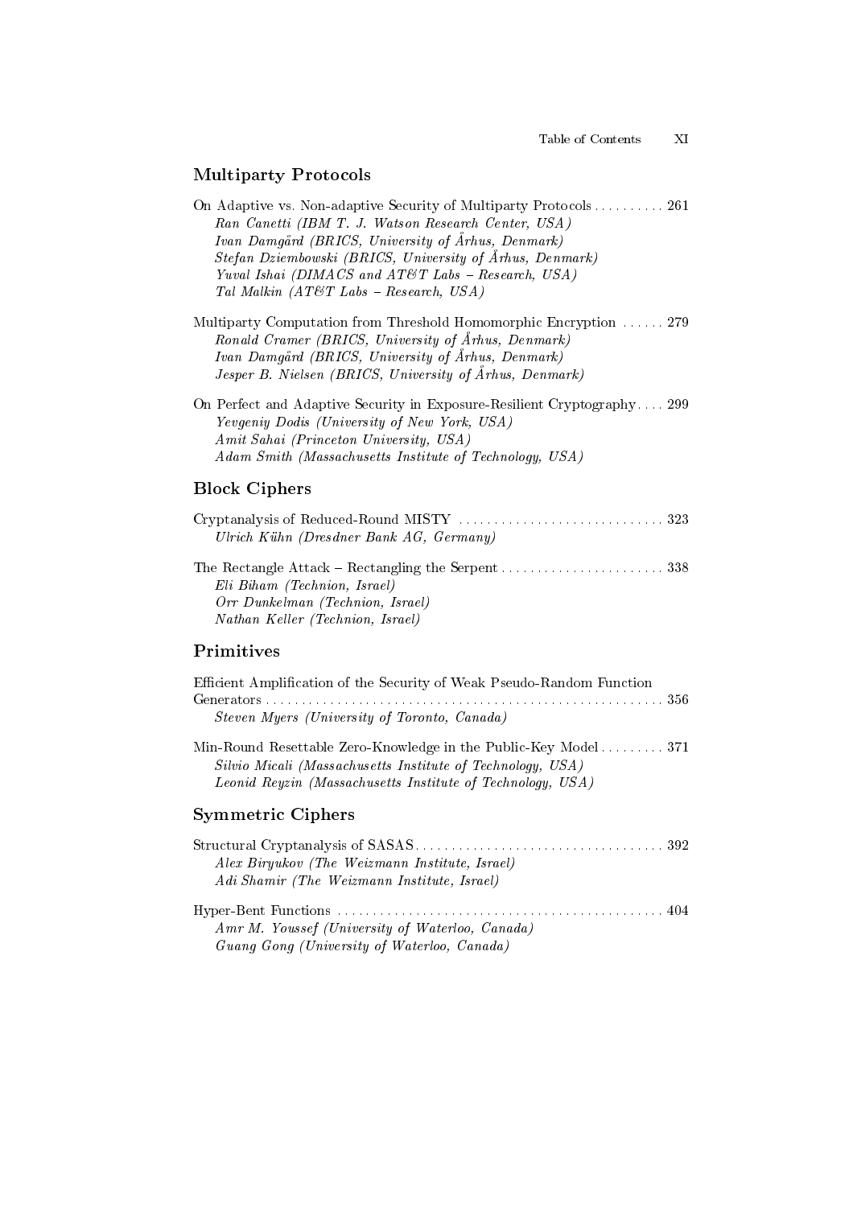## Multiparty Protocols

On Adaptive vs. Non-adaptive Security of Multiparty Protocols .......... 261
*Ran Canetti (IBM T. J. Watson Research Center, USA)*
*Ivan Damgård (BRICS, University of Århus, Denmark)*
*Stefan Dziembowski (BRICS, University of Århus, Denmark)*
*Yuval Ishai (DIMACS and AT&T Labs – Research, USA)*
*Tal Malkin (AT&T Labs – Research, USA)*

Multiparty Computation from Threshold Homomorphic Encryption ...... 279
*Ronald Cramer (BRICS, University of Århus, Denmark)*
*Ivan Damgård (BRICS, University of Århus, Denmark)*
*Jesper B. Nielsen (BRICS, University of Århus, Denmark)*

On Perfect and Adaptive Security in Exposure-Resilient Cryptography .... 299
*Yevgeniy Dodis (University of New York, USA)*
*Amit Sahai (Princeton University, USA)*
*Adam Smith (Massachusetts Institute of Technology, USA)*

## Block Ciphers

Cryptanalysis of Reduced-Round MISTY .............................. 323
*Ulrich Kühn (Dresdner Bank AG, Germany)*

The Rectangle Attack – Rectangling the Serpent ....................... 338
*Eli Biham (Technion, Israel)*
*Orr Dunkelman (Technion, Israel)*
*Nathan Keller (Technion, Israel)*

## Primitives

Efficient Amplification of the Security of Weak Pseudo-Random Function Generators ........................................................ 356
*Steven Myers (University of Toronto, Canada)*

Min-Round Resettable Zero-Knowledge in the Public-Key Model ......... 371
*Silvio Micali (Massachusetts Institute of Technology, USA)*
*Leonid Reyzin (Massachusetts Institute of Technology, USA)*

## Symmetric Ciphers

Structural Cryptanalysis of SASAS .................................. 392
*Alex Biryukov (The Weizmann Institute, Israel)*
*Adi Shamir (The Weizmann Institute, Israel)*

Hyper-Bent Functions ............................................... 404
*Amr M. Youssef (University of Waterloo, Canada)*
*Guang Gong (University of Waterloo, Canada)*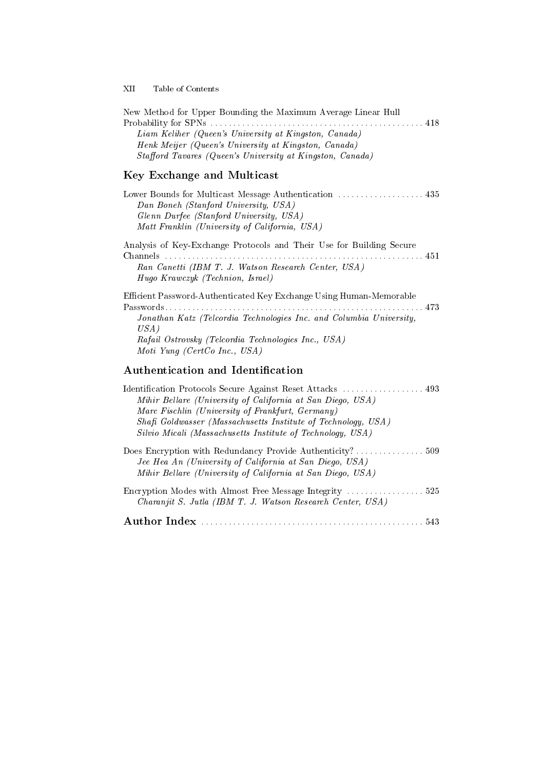New Method for Upper Bounding the Maximum Average Linear Hull Probability for SPNs . . . . . . . . . . . . . . . . . . . . . . . . . . . . . . . . . . . . . . . . . . . . . . . 418
*Liam Keliher (Queen's University at Kingston, Canada)*
*Henk Meijer (Queen's University at Kingston, Canada)*
*Stafford Tavares (Queen's University at Kingston, Canada)*

## Key Exchange and Multicast

Lower Bounds for Multicast Message Authentication . . . . . . . . . . . . . . . . . . . 435
*Dan Boneh (Stanford University, USA)*
*Glenn Durfee (Stanford University, USA)*
*Matt Franklin (University of California, USA)*

Analysis of Key-Exchange Protocols and Their Use for Building Secure Channels . . . . . . . . . . . . . . . . . . . . . . . . . . . . . . . . . . . . . . . . . . . . . . . . . . . . . . . . . 451
*Ran Canetti (IBM T. J. Watson Research Center, USA)*
*Hugo Krawczyk (Technion, Israel)*

Efficient Password-Authenticated Key Exchange Using Human-Memorable Passwords . . . . . . . . . . . . . . . . . . . . . . . . . . . . . . . . . . . . . . . . . . . . . . . . . . . . . . . . 473
*Jonathan Katz (Telcordia Technologies Inc. and Columbia University, USA)*
*Rafail Ostrovsky (Telcordia Technologies Inc., USA)*
*Moti Yung (CertCo Inc., USA)*

## Authentication and Identification

Identification Protocols Secure Against Reset Attacks . . . . . . . . . . . . . . . . . . 493
*Mihir Bellare (University of California at San Diego, USA)*
*Marc Fischlin (University of Frankfurt, Germany)*
*Shafi Goldwasser (Massachusetts Institute of Technology, USA)*
*Silvio Micali (Massachusetts Institute of Technology, USA)*

Does Encryption with Redundancy Provide Authenticity? . . . . . . . . . . . . . . . 509
*Jee Hea An (University of California at San Diego, USA)*
*Mihir Bellare (University of California at San Diego, USA)*

Encryption Modes with Almost Free Message Integrity . . . . . . . . . . . . . . . . . 525
*Charanjit S. Jutla (IBM T. J. Watson Research Center, USA)*

**Author Index** . . . . . . . . . . . . . . . . . . . . . . . . . . . . . . . . . . . . . . . . . . . . . . . . 543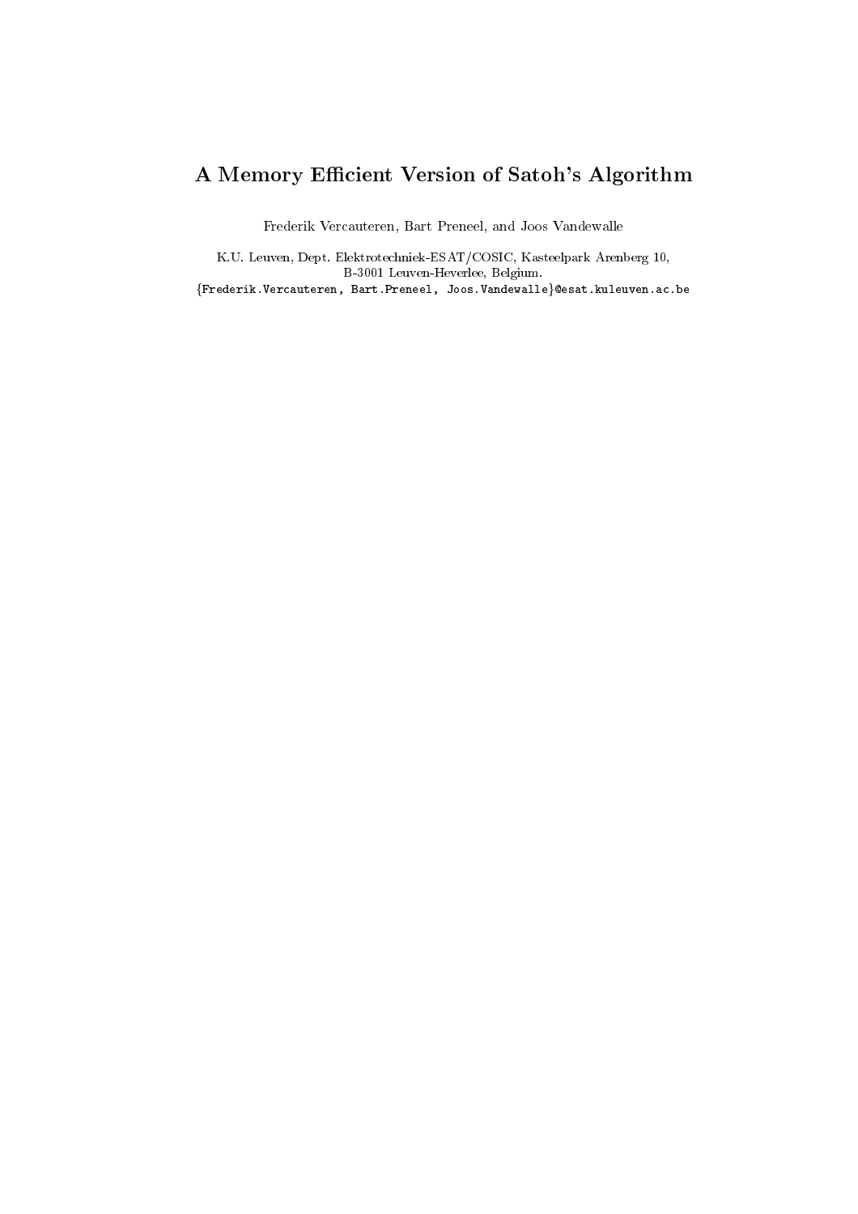# A Memory Efficient Version of Satoh's Algorithm

Frederik Vercauteren, Bart Preneel, and Joos Vandewalle

K.U. Leuven, Dept. Elektrotechniek-ESAT/COSIC, Kasteelpark Arenberg 10,
B-3001 Leuven-Heverlee, Belgium.
{Frederik.Vercauteren, Bart.Preneel, Joos.Vandewalle}@esat.kuleuven.ac.be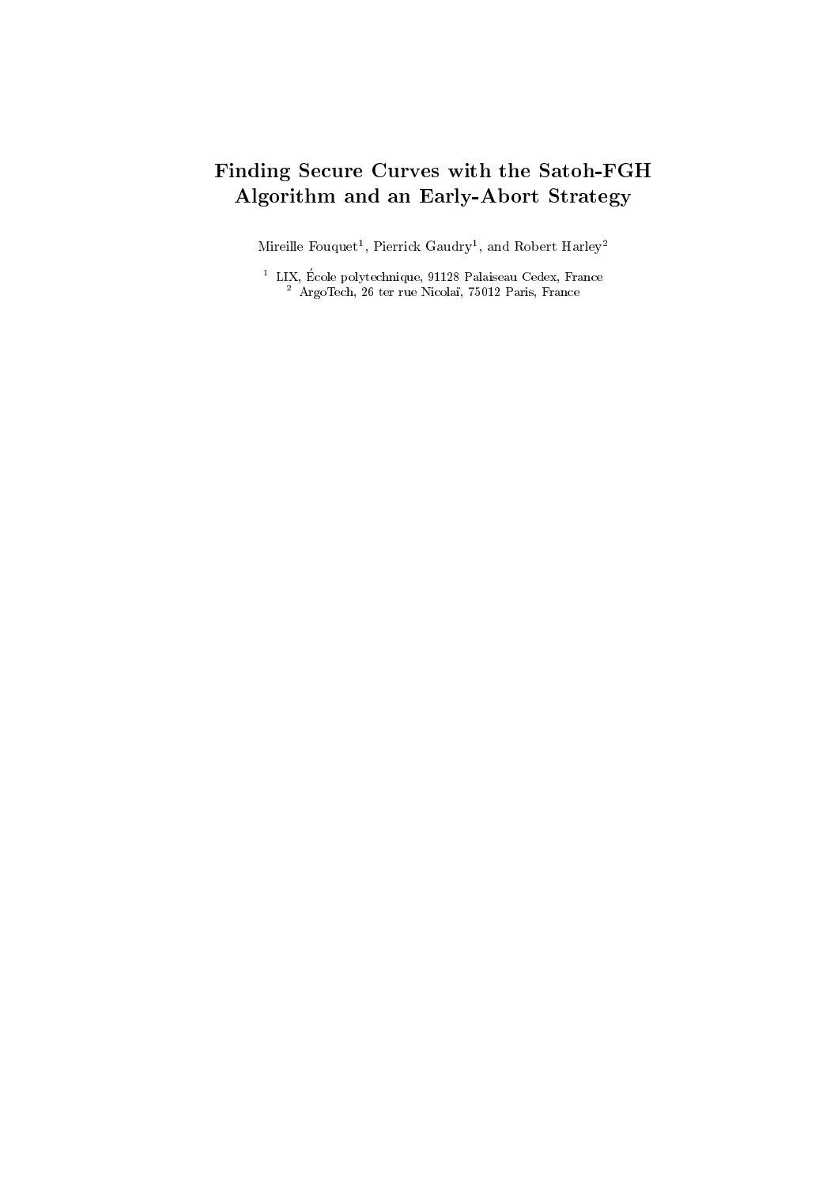# Finding Secure Curves with the Satoh-FGH Algorithm and an Early-Abort Strategy

Mireille Fouquet[1], Pierrick Gaudry[1], and Robert Harley[2]

[1] LIX, École polytechnique, 91128 Palaiseau Cedex, France
[2] ArgoTech, 26 ter rue Nicolaï, 75012 Paris, France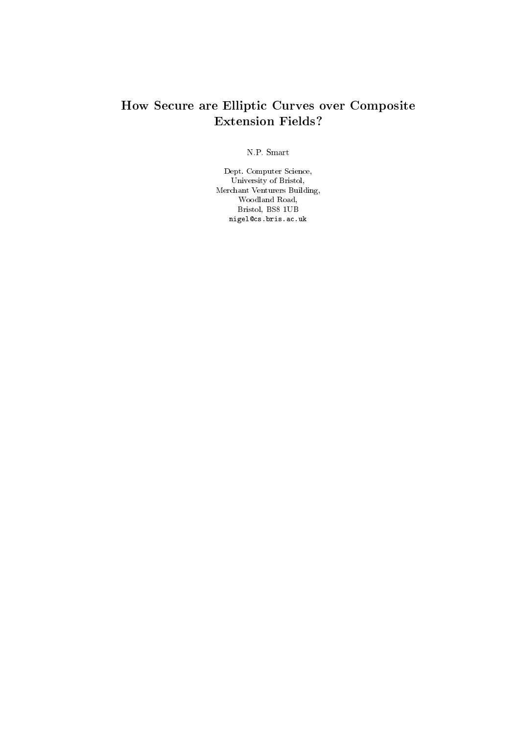# How Secure are Elliptic Curves over Composite Extension Fields?

N.P. Smart

Dept. Computer Science,
University of Bristol,
Merchant Venturers Building,
Woodland Road,
Bristol, BS8 1UB
nigel@cs.bris.ac.uk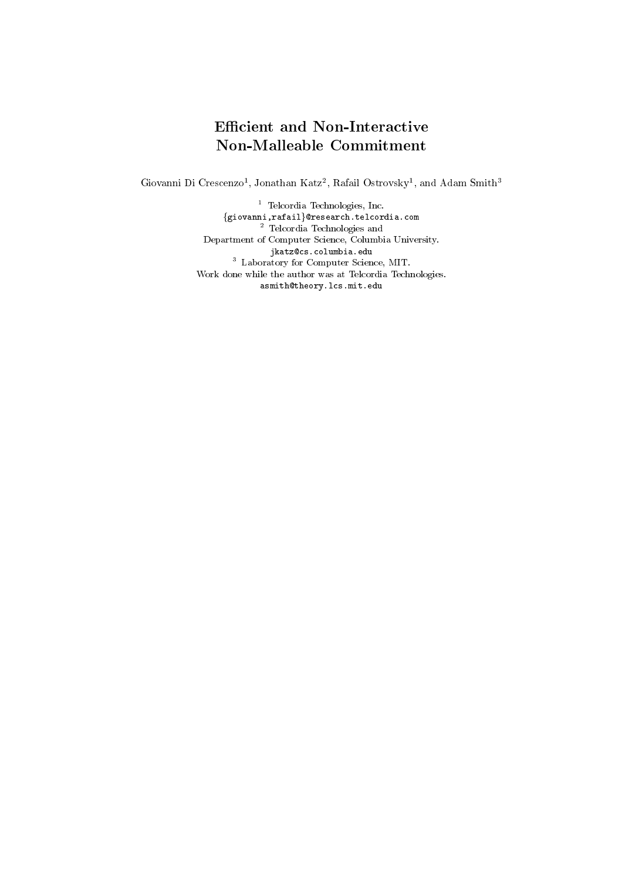# Efficient and Non-Interactive Non-Malleable Commitment

Giovanni Di Crescenzo[1], Jonathan Katz[2], Rafail Ostrovsky[1], and Adam Smith[3]

[1] Telcordia Technologies, Inc.
{giovanni,rafail}@research.telcordia.com

[2] Telcordia Technologies and
Department of Computer Science, Columbia University.
jkatz@cs.columbia.edu

[3] Laboratory for Computer Science, MIT.
Work done while the author was at Telcordia Technologies.
asmith@theory.lcs.mit.edu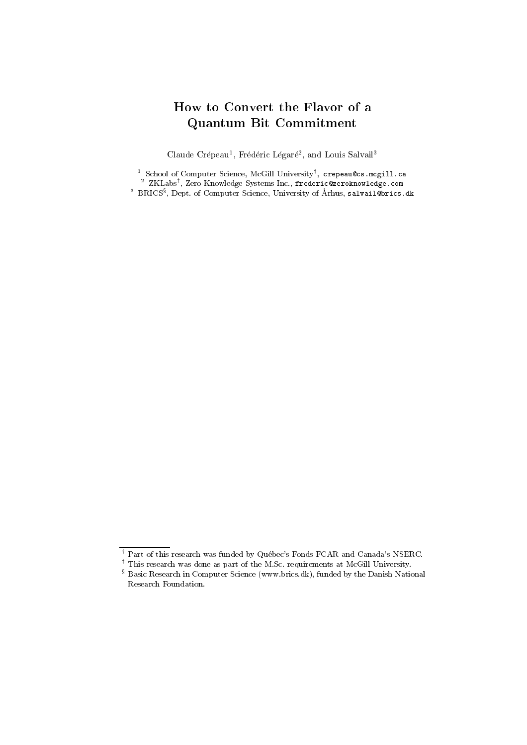# How to Convert the Flavor of a Quantum Bit Commitment

Claude Crépeau[1], Frédéric Légaré[2], and Louis Salvail[3]

[1] School of Computer Science, McGill University[†], crepeau@cs.mcgill.ca

[2] ZKLabs[‡], Zero-Knowledge Systems Inc., frederic@zeroknowledge.com

[3] BRICS[§], Dept. of Computer Science, University of Århus, salvail@brics.dk

---

[†] Part of this research was funded by Québec's Fonds FCAR and Canada's NSERC.

[‡] This research was done as part of the M.Sc. requirements at McGill University.

[§] Basic Research in Computer Science (www.brics.dk), funded by the Danish National Research Foundation.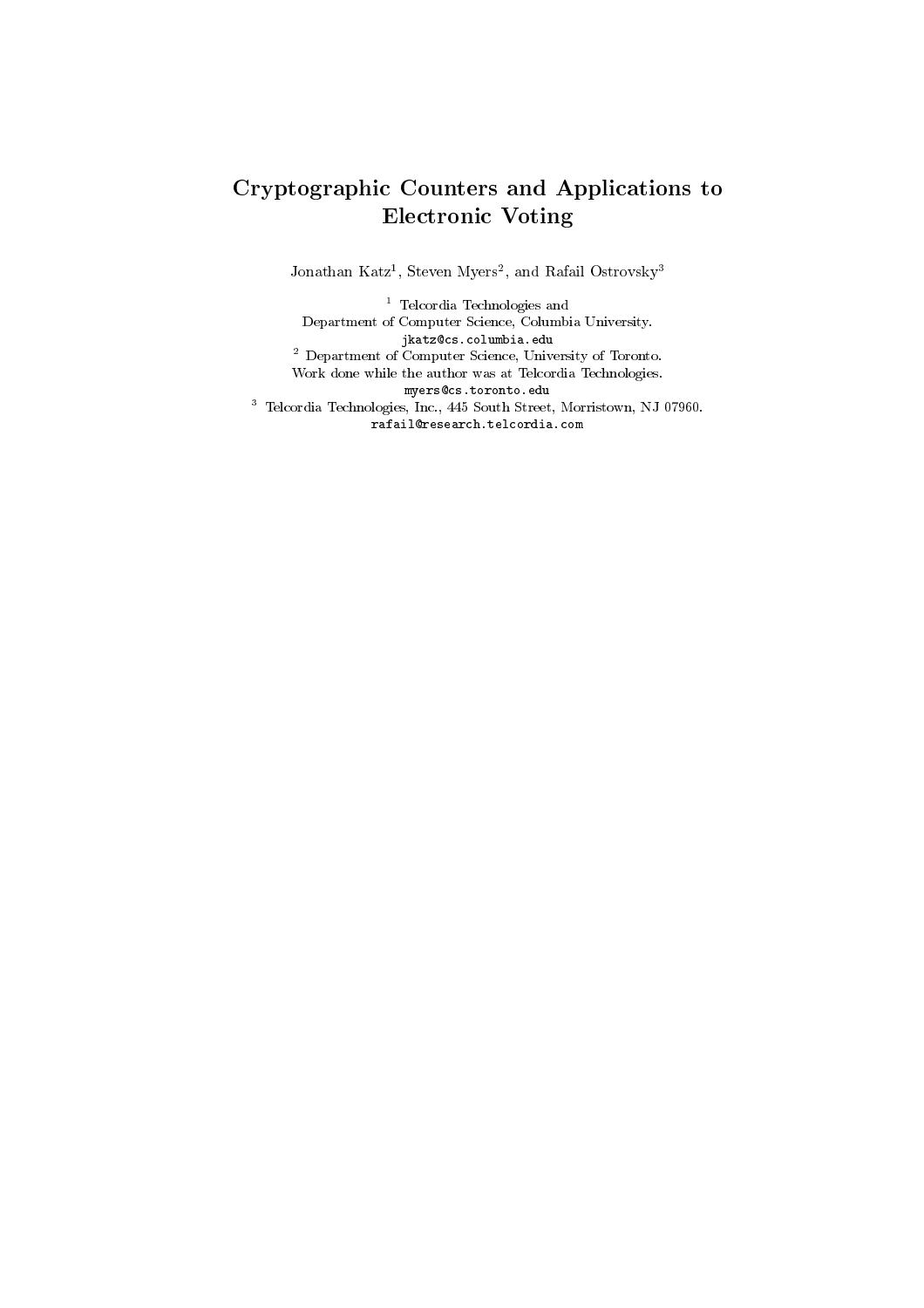# Cryptographic Counters and Applications to Electronic Voting

Jonathan Katz[1], Steven Myers[2], and Rafail Ostrovsky[3]

[1] Telcordia Technologies and
Department of Computer Science, Columbia University.
jkatz@cs.columbia.edu

[2] Department of Computer Science, University of Toronto.
Work done while the author was at Telcordia Technologies.
myers@cs.toronto.edu

[3] Telcordia Technologies, Inc., 445 South Street, Morristown, NJ 07960.
rafail@research.telcordia.com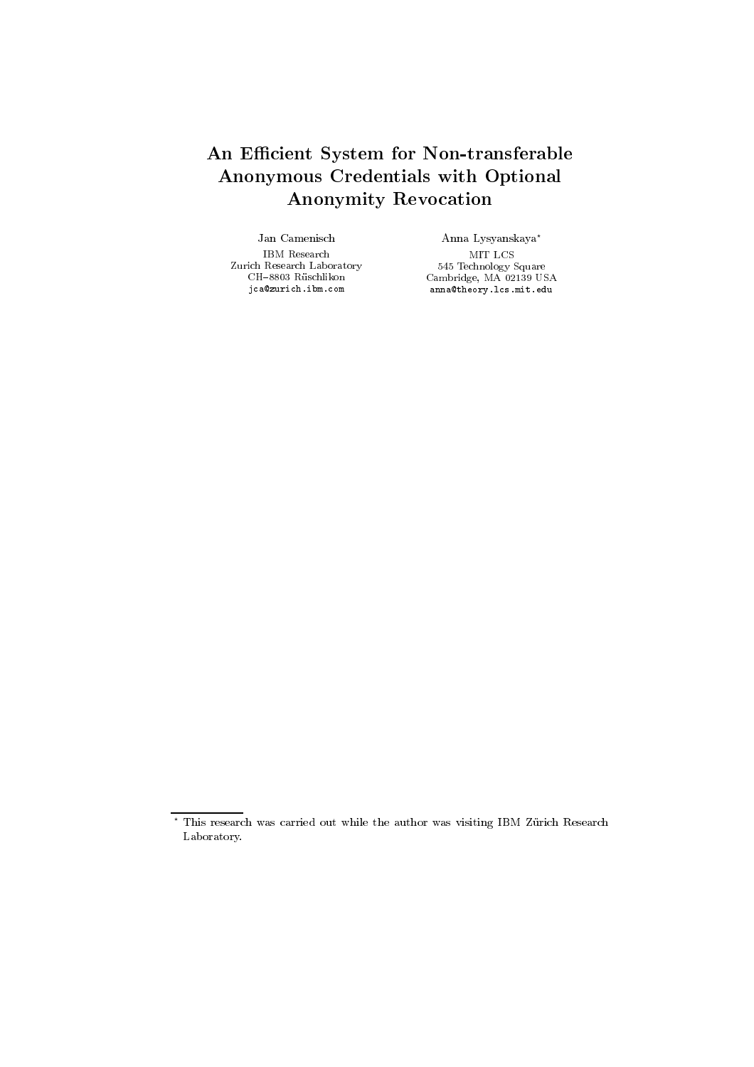# An Efficient System for Non-transferable Anonymous Credentials with Optional Anonymity Revocation

Jan Camenisch

IBM Research
Zurich Research Laboratory
CH–8803 Rüschlikon
jca@zurich.ibm.com

Anna Lysyanskaya*

MIT LCS
545 Technology Square
Cambridge, MA 02139 USA
anna@theory.lcs.mit.edu

---

\* This research was carried out while the author was visiting IBM Zürich Research Laboratory.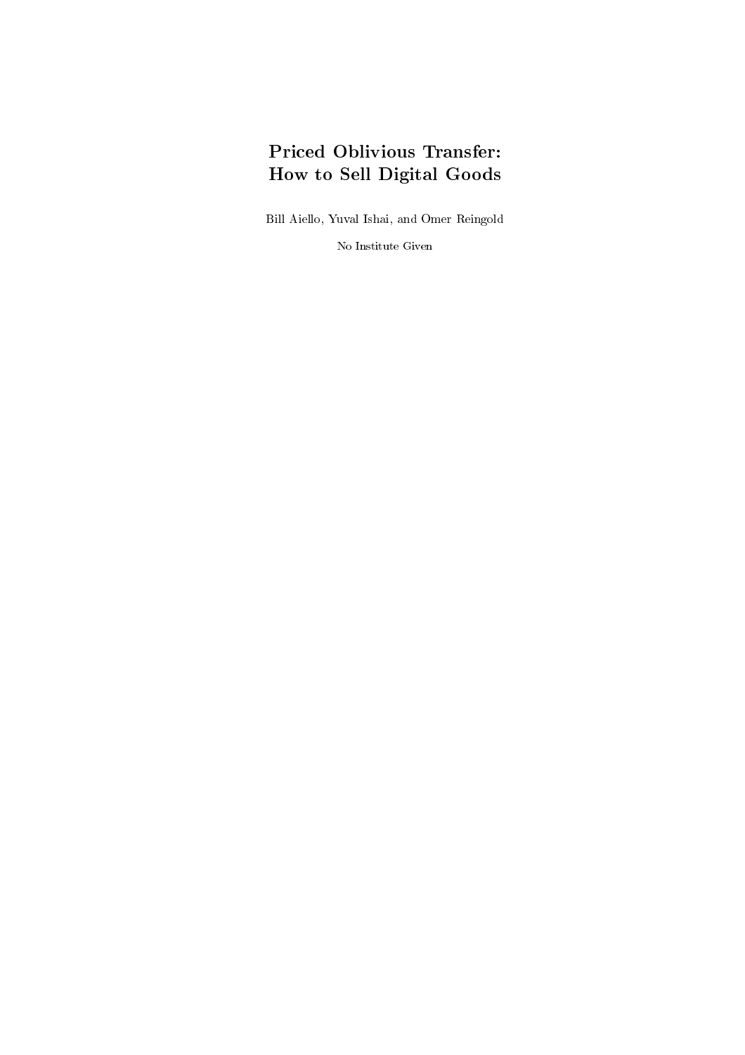# Priced Oblivious Transfer: How to Sell Digital Goods

Bill Aiello, Yuval Ishai, and Omer Reingold

No Institute Given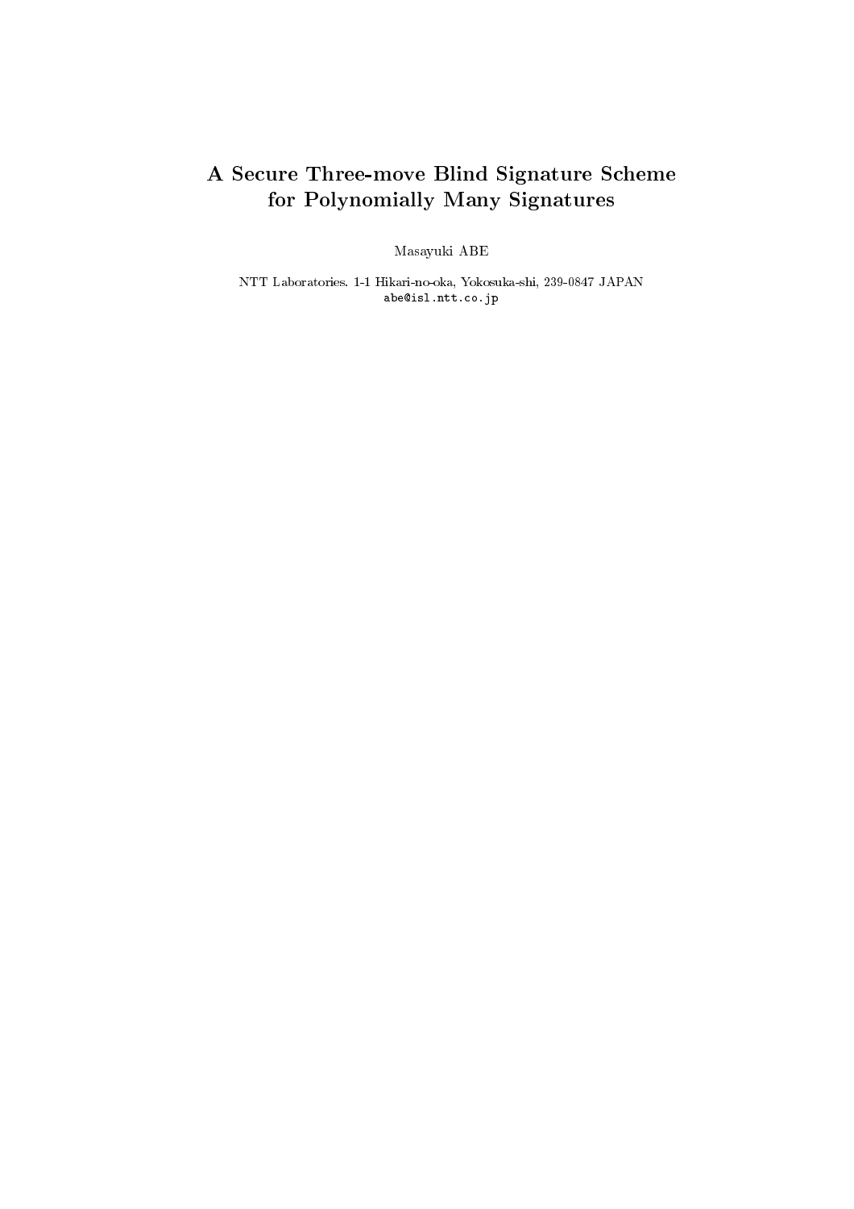# A Secure Three-move Blind Signature Scheme for Polynomially Many Signatures

Masayuki ABE

NTT Laboratories. 1-1 Hikari-no-oka, Yokosuka-shi, 239-0847 JAPAN
abe@isl.ntt.co.jp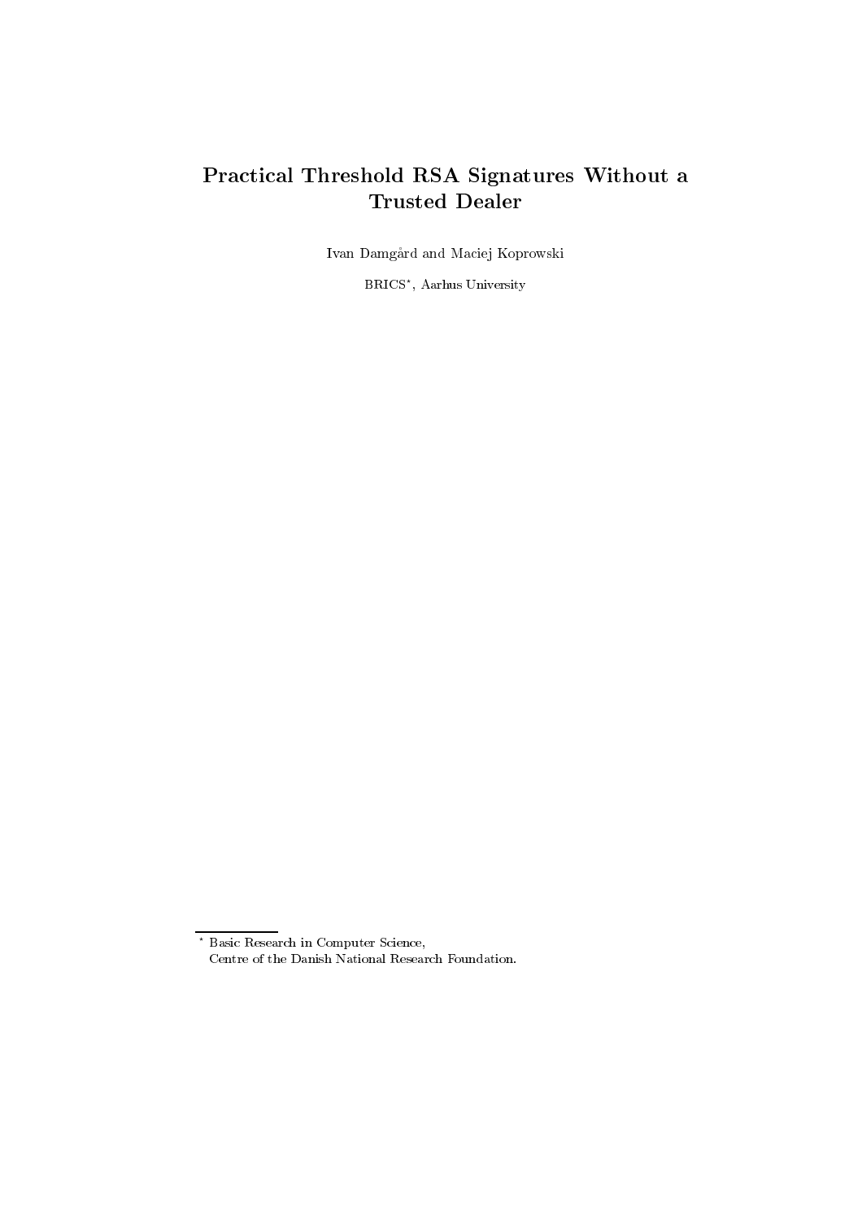# Practical Threshold RSA Signatures Without a Trusted Dealer

Ivan Damgård and Maciej Koprowski

BRICS*, Aarhus University

---

\* Basic Research in Computer Science,
Centre of the Danish National Research Foundation.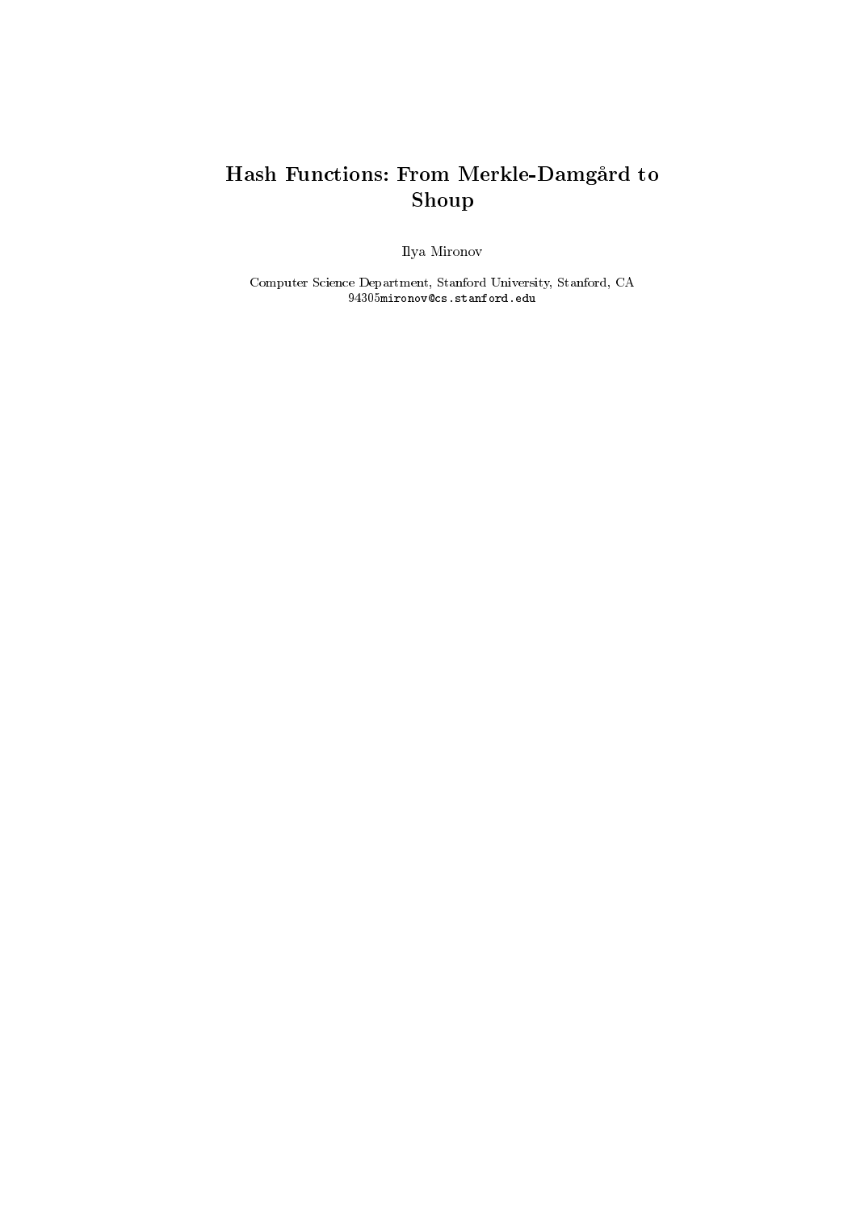# Hash Functions: From Merkle-Damgård to Shoup

Ilya Mironov

Computer Science Department, Stanford University, Stanford, CA 94305mironov@cs.stanford.edu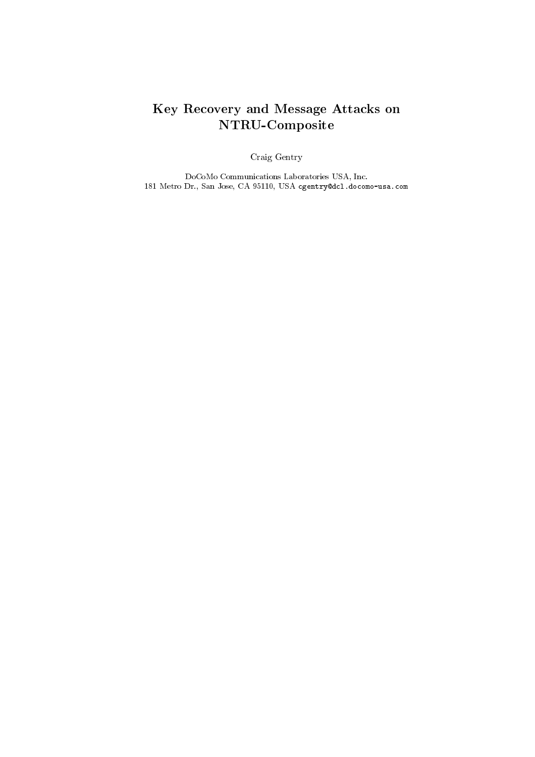# Key Recovery and Message Attacks on NTRU-Composite

Craig Gentry

DoCoMo Communications Laboratories USA, Inc.
181 Metro Dr., San Jose, CA 95110, USA cgentry@dcl.docomo-usa.com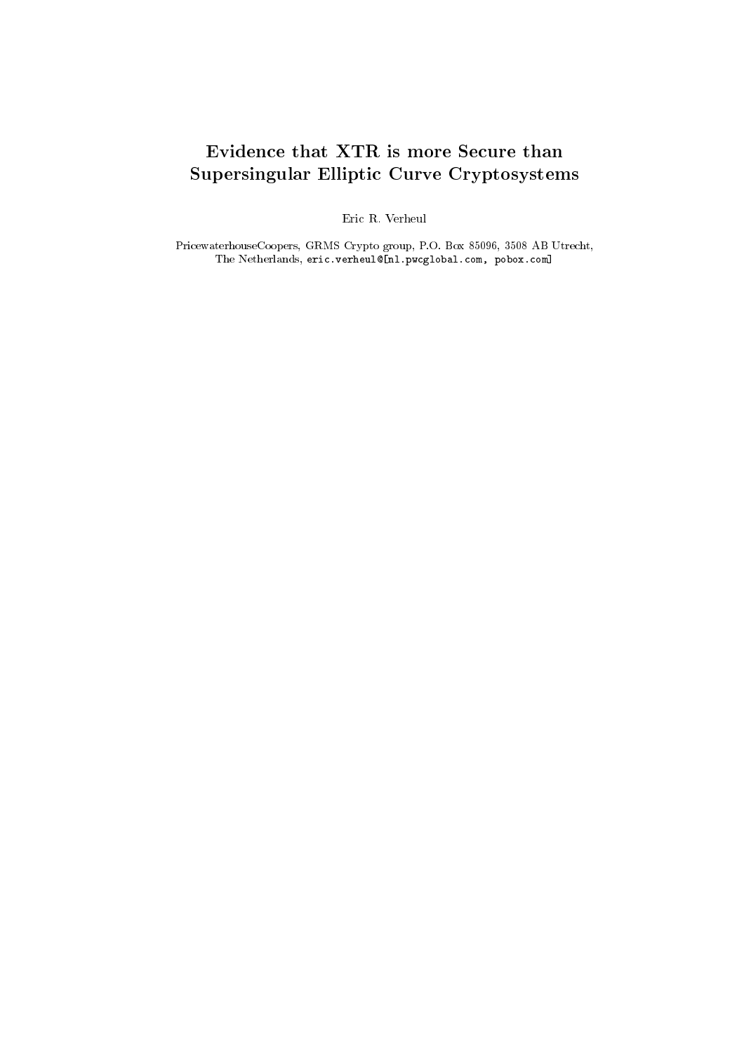# Evidence that XTR is more Secure than Supersingular Elliptic Curve Cryptosystems

Eric R. Verheul

PricewaterhouseCoopers, GRMS Crypto group, P.O. Box 85096, 3508 AB Utrecht, The Netherlands, eric.verheul@[nl.pwcglobal.com, pobox.com]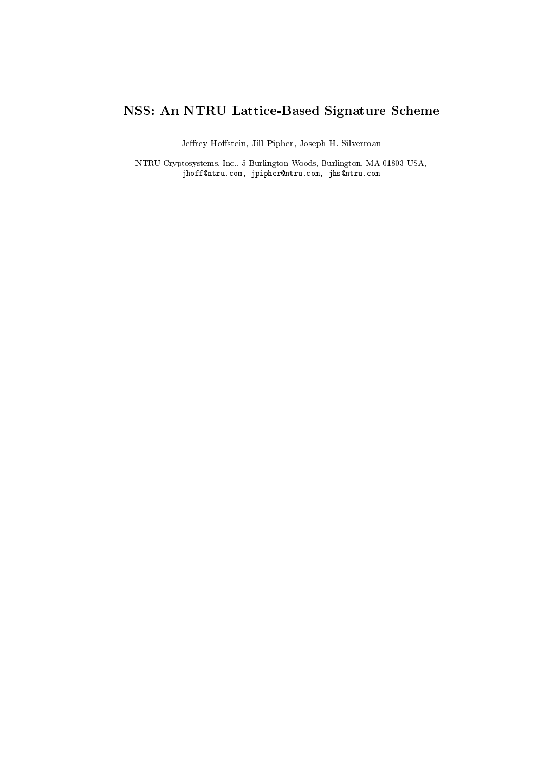# NSS: An NTRU Lattice-Based Signature Scheme

Jeffrey Hoffstein, Jill Pipher, Joseph H. Silverman

NTRU Cryptosystems, Inc., 5 Burlington Woods, Burlington, MA 01803 USA,
jhoff@ntru.com, jpipher@ntru.com, jhs@ntru.com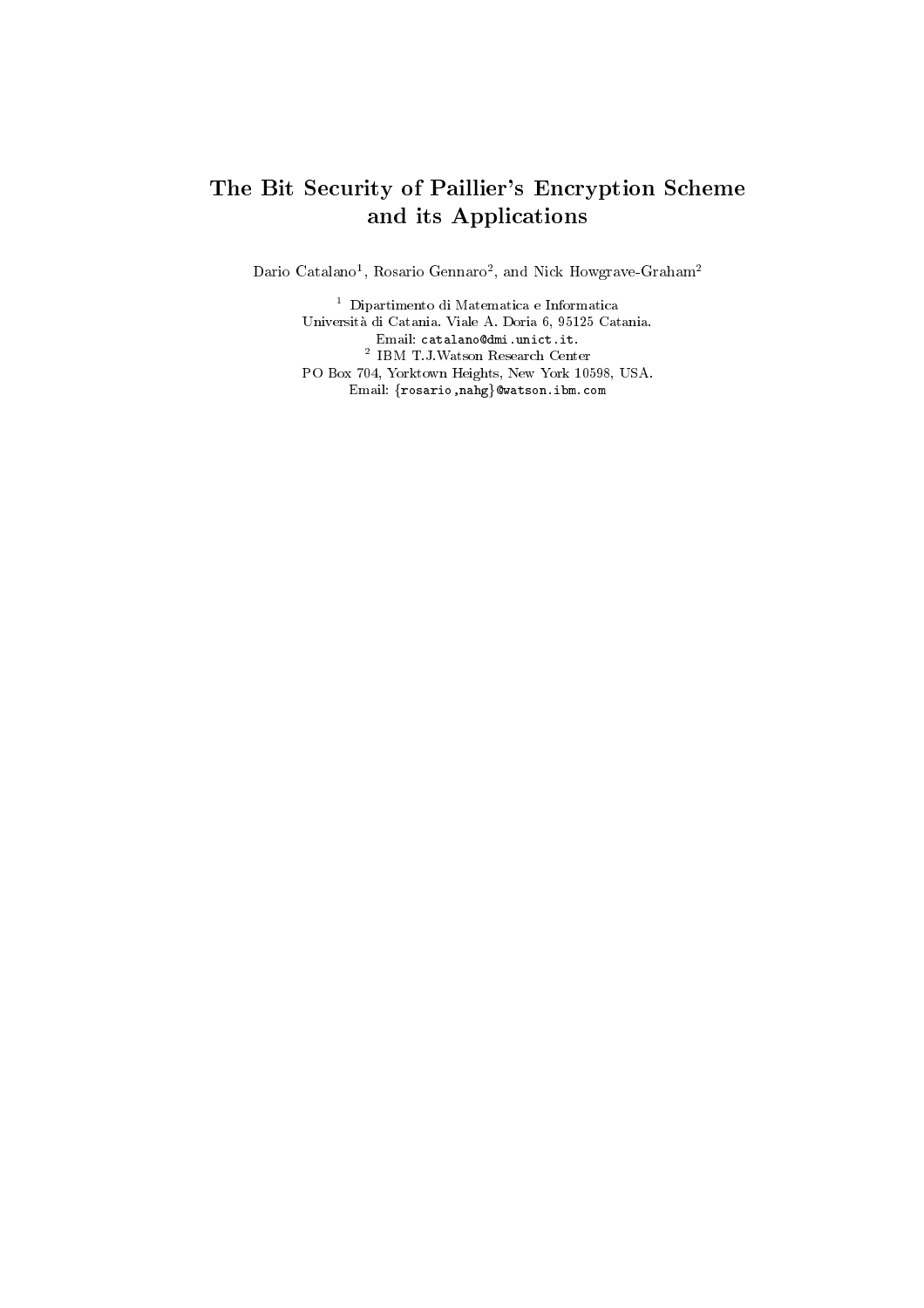# The Bit Security of Paillier's Encryption Scheme and its Applications

Dario Catalano[1], Rosario Gennaro[2], and Nick Howgrave-Graham[2]

[1] Dipartimento di Matematica e Informatica
Università di Catania. Viale A. Doria 6, 95125 Catania.
Email: catalano@dmi.unict.it.

[2] IBM T.J.Watson Research Center
PO Box 704, Yorktown Heights, New York 10598, USA.
Email: {rosario,nahg}@watson.ibm.com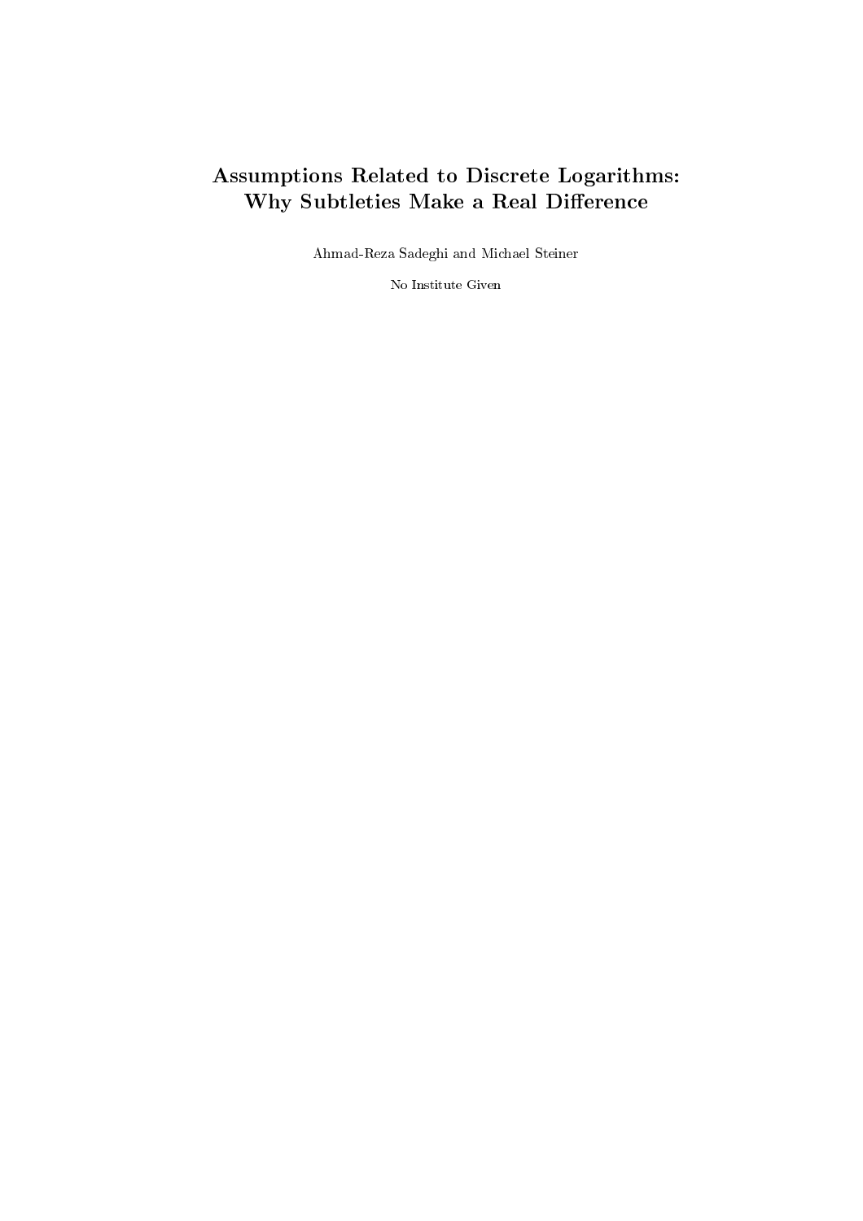# Assumptions Related to Discrete Logarithms: Why Subtleties Make a Real Difference

Ahmad-Reza Sadeghi and Michael Steiner

No Institute Given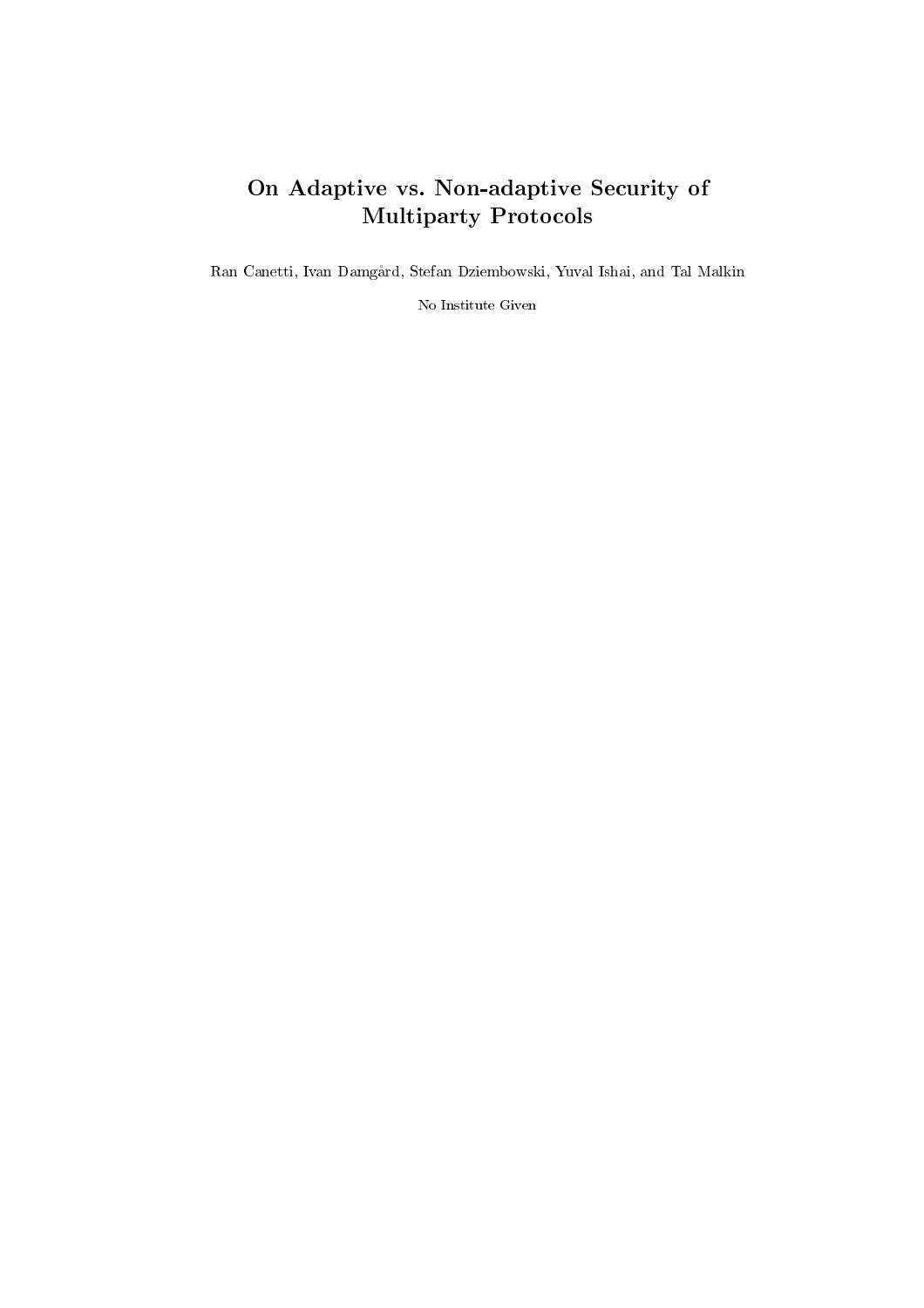# On Adaptive vs. Non-adaptive Security of Multiparty Protocols

Ran Canetti, Ivan Damgård, Stefan Dziembowski, Yuval Ishai, and Tal Malkin

No Institute Given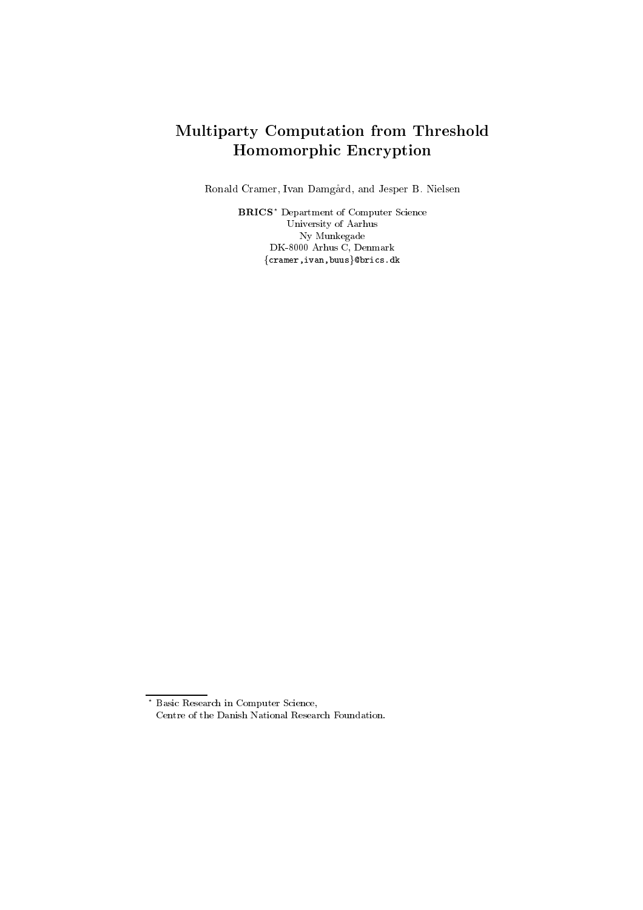# Multiparty Computation from Threshold Homomorphic Encryption

Ronald Cramer, Ivan Damgård, and Jesper B. Nielsen

**BRICS**[*] Department of Computer Science
University of Aarhus
Ny Munkegade
DK-8000 Arhus C, Denmark
{cramer,ivan,buus}@brics.dk

[*] Basic Research in Computer Science,
Centre of the Danish National Research Foundation.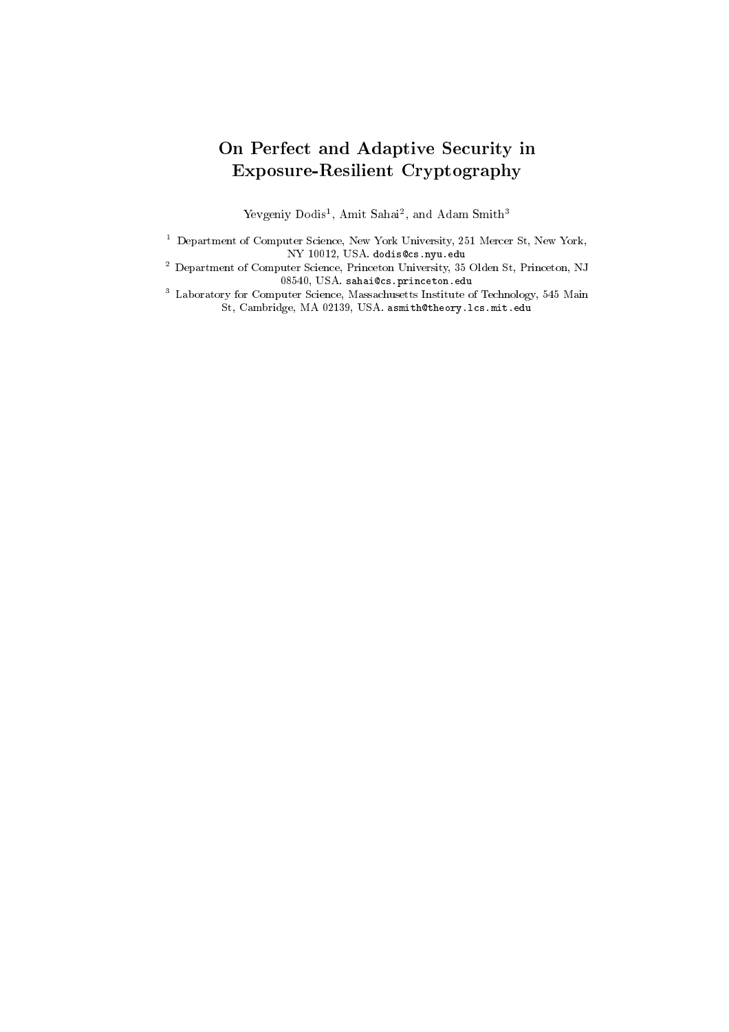# On Perfect and Adaptive Security in Exposure-Resilient Cryptography

Yevgeniy Dodis[1], Amit Sahai[2], and Adam Smith[3]

[1] Department of Computer Science, New York University, 251 Mercer St, New York, NY 10012, USA. dodis@cs.nyu.edu

[2] Department of Computer Science, Princeton University, 35 Olden St, Princeton, NJ 08540, USA. sahai@cs.princeton.edu

[3] Laboratory for Computer Science, Massachusetts Institute of Technology, 545 Main St, Cambridge, MA 02139, USA. asmith@theory.lcs.mit.edu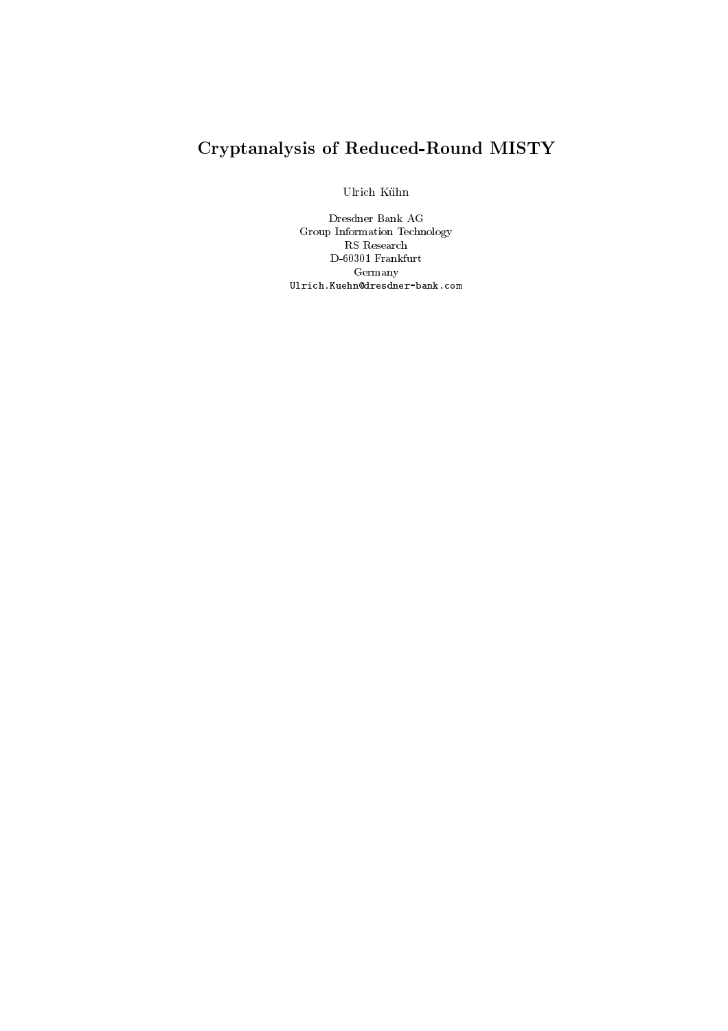# Cryptanalysis of Reduced-Round MISTY

Ulrich Kühn

Dresdner Bank AG
Group Information Technology
RS Research
D-60301 Frankfurt
Germany
Ulrich.Kuehn@dresdner-bank.com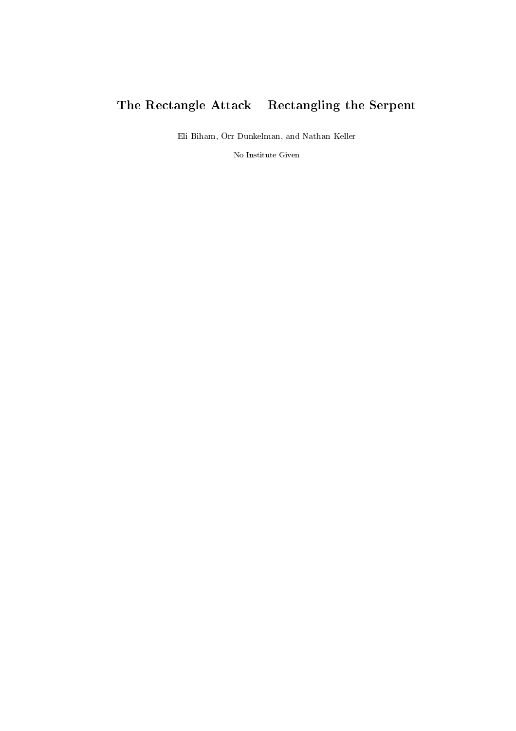# The Rectangle Attack – Rectangling the Serpent

Eli Biham, Orr Dunkelman, and Nathan Keller

No Institute Given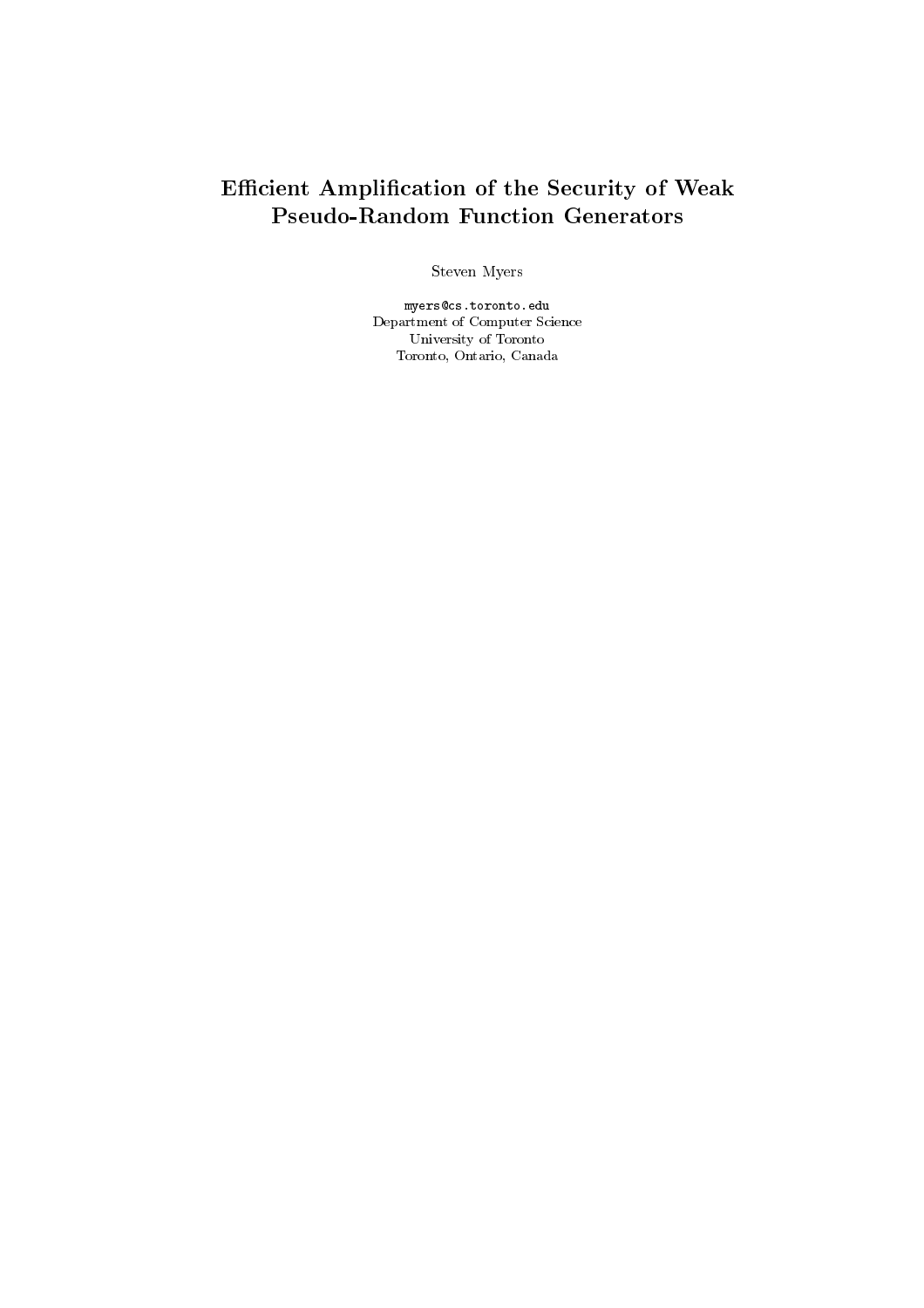# Efficient Amplification of the Security of Weak Pseudo-Random Function Generators

Steven Myers

myers@cs.toronto.edu
Department of Computer Science
University of Toronto
Toronto, Ontario, Canada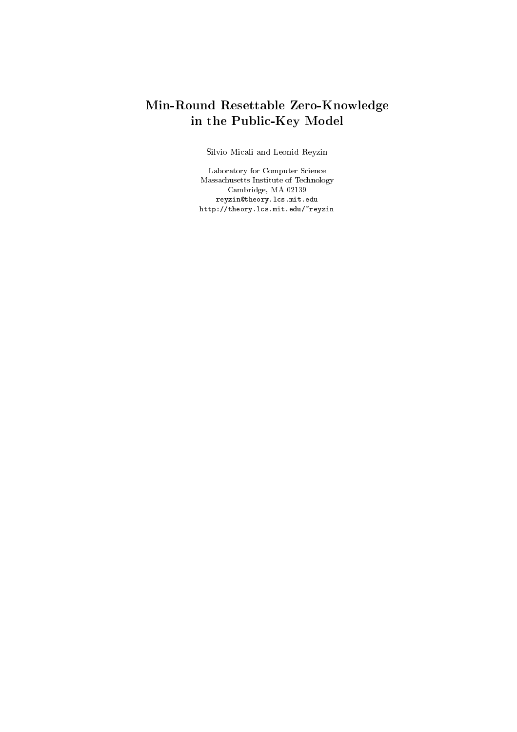# Min-Round Resettable Zero-Knowledge in the Public-Key Model

Silvio Micali and Leonid Reyzin

Laboratory for Computer Science
Massachusetts Institute of Technology
Cambridge, MA 02139
reyzin@theory.lcs.mit.edu
http://theory.lcs.mit.edu/~reyzin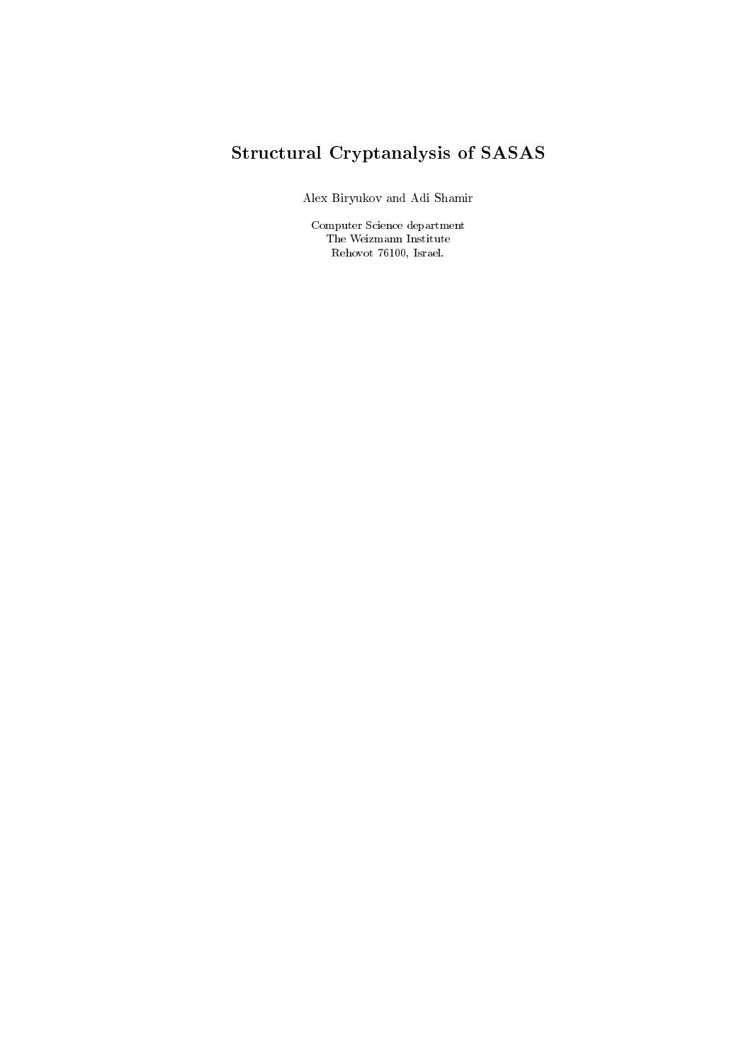# Structural Cryptanalysis of SASAS

Alex Biryukov and Adi Shamir

Computer Science department
The Weizmann Institute
Rehovot 76100, Israel.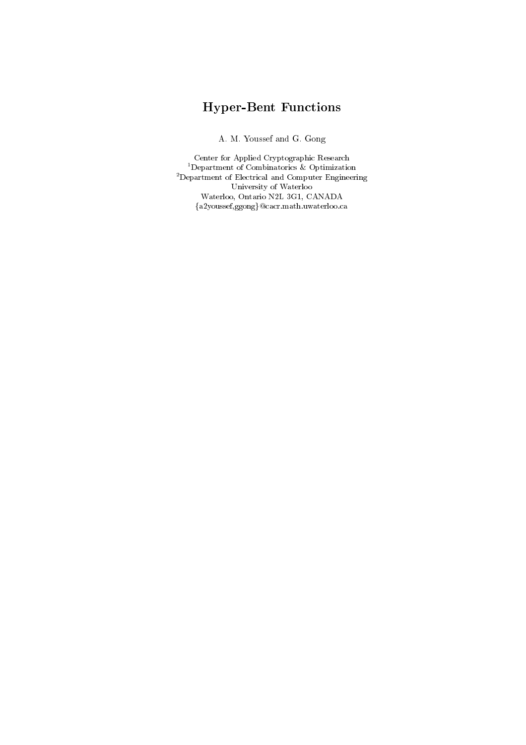# Hyper-Bent Functions

A. M. Youssef and G. Gong

Center for Applied Cryptographic Research
[1]Department of Combinatorics & Optimization
[2]Department of Electrical and Computer Engineering
University of Waterloo
Waterloo, Ontario N2L 3G1, CANADA
{a2youssef,ggong}@cacr.math.uwaterloo.ca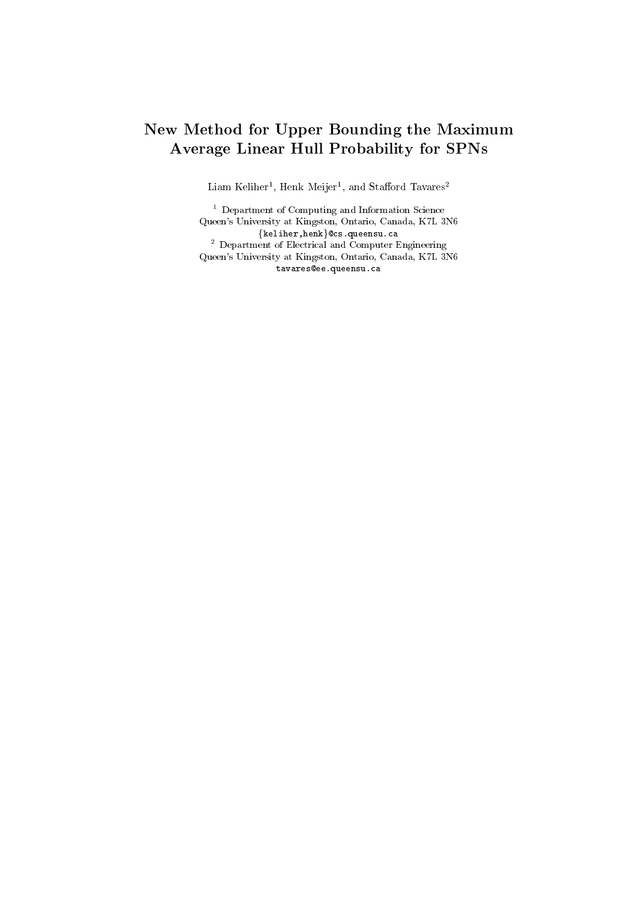# New Method for Upper Bounding the Maximum Average Linear Hull Probability for SPNs

Liam Keliher[1], Henk Meijer[1], and Stafford Tavares[2]

[1] Department of Computing and Information Science
Queen's University at Kingston, Ontario, Canada, K7L 3N6
{keliher,henk}@cs.queensu.ca

[2] Department of Electrical and Computer Engineering
Queen's University at Kingston, Ontario, Canada, K7L 3N6
tavares@ee.queensu.ca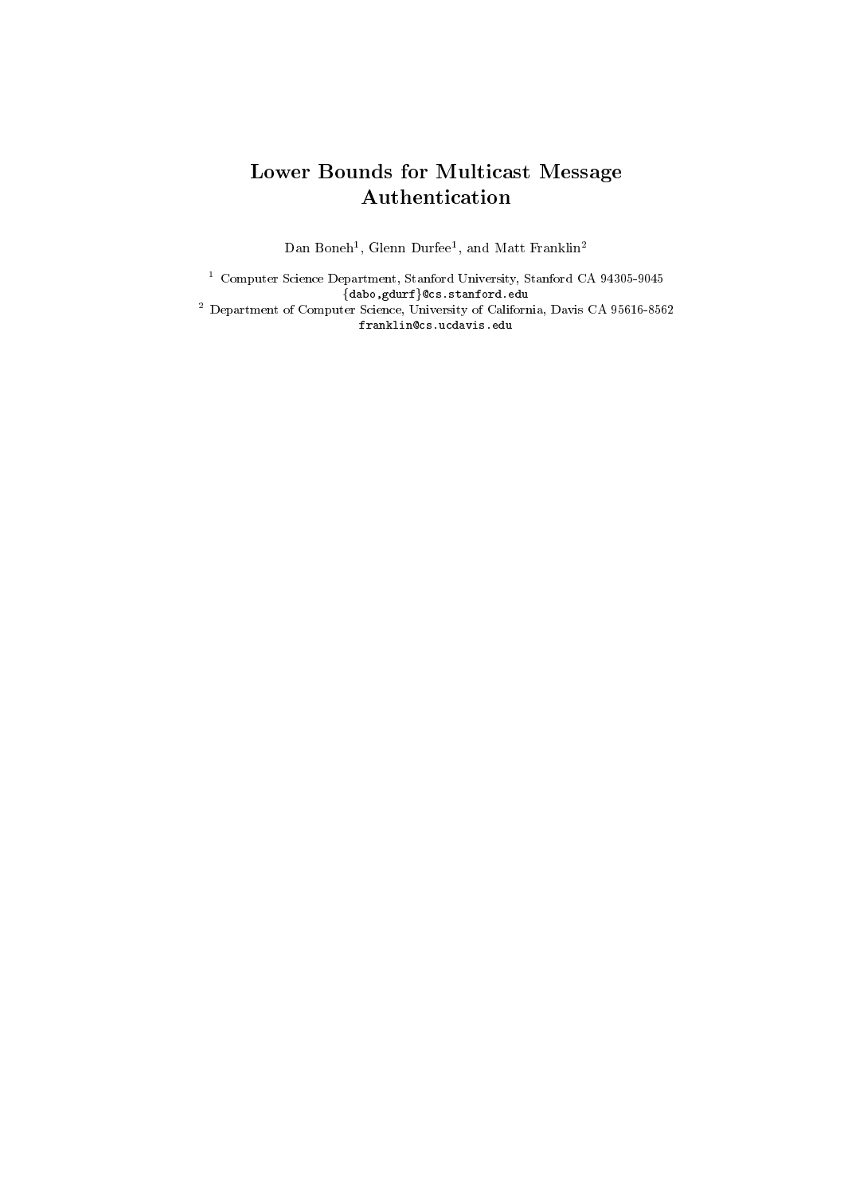# Lower Bounds for Multicast Message Authentication

Dan Boneh[1], Glenn Durfee[1], and Matt Franklin[2]

[1] Computer Science Department, Stanford University, Stanford CA 94305-9045
{dabo,gdurf}@cs.stanford.edu

[2] Department of Computer Science, University of California, Davis CA 95616-8562
franklin@cs.ucdavis.edu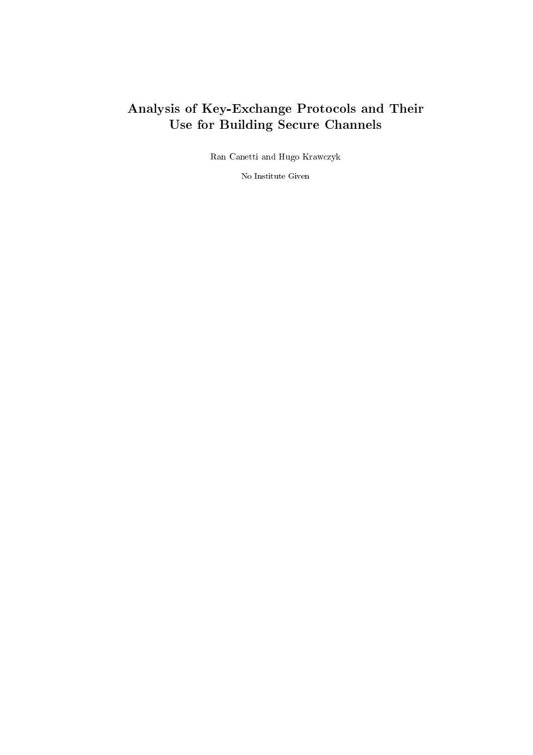# Analysis of Key-Exchange Protocols and Their Use for Building Secure Channels

Ran Canetti and Hugo Krawczyk

No Institute Given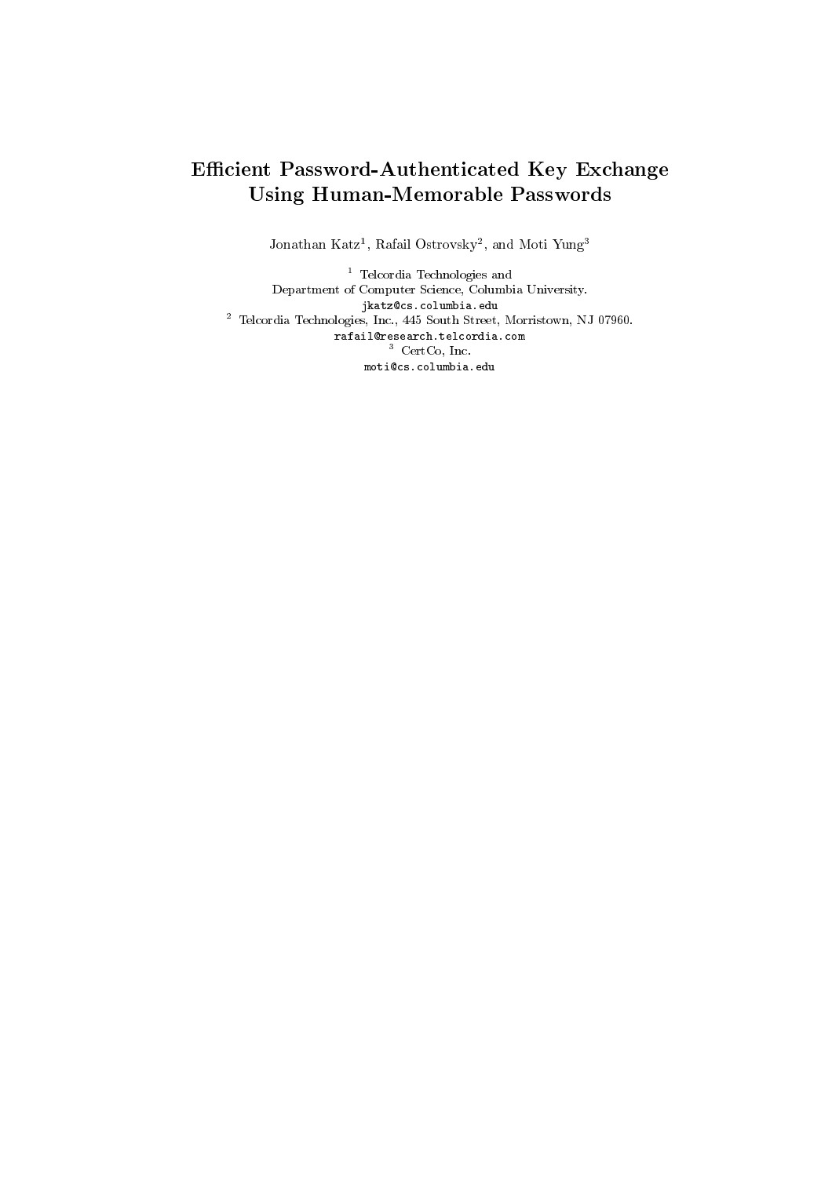# Efficient Password-Authenticated Key Exchange Using Human-Memorable Passwords

Jonathan Katz[1], Rafail Ostrovsky[2], and Moti Yung[3]

[1] Telcordia Technologies and
Department of Computer Science, Columbia University.
jkatz@cs.columbia.edu

[2] Telcordia Technologies, Inc., 445 South Street, Morristown, NJ 07960.
rafail@research.telcordia.com

[3] CertCo, Inc.
moti@cs.columbia.edu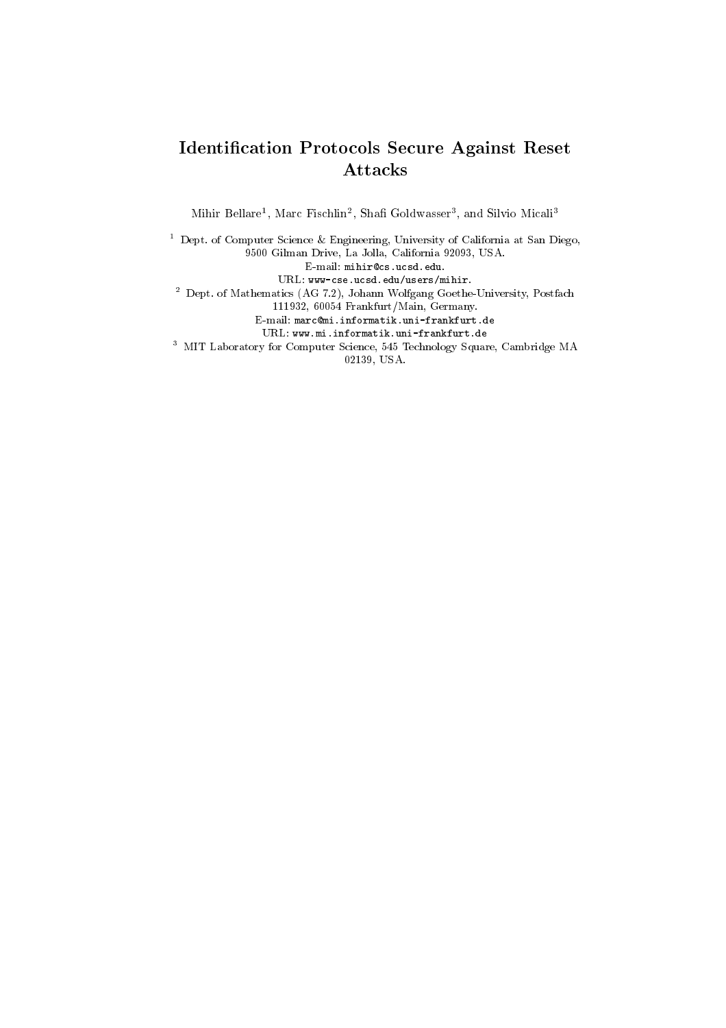# Identification Protocols Secure Against Reset Attacks

Mihir Bellare[1], Marc Fischlin[2], Shafi Goldwasser[3], and Silvio Micali[3]

[1] Dept. of Computer Science & Engineering, University of California at San Diego, 9500 Gilman Drive, La Jolla, California 92093, USA.
E-mail: `mihir@cs.ucsd.edu`.
URL: `www-cse.ucsd.edu/users/mihir`.

[2] Dept. of Mathematics (AG 7.2), Johann Wolfgang Goethe-University, Postfach 111932, 60054 Frankfurt/Main, Germany.
E-mail: `marc@mi.informatik.uni-frankfurt.de`
URL: `www.mi.informatik.uni-frankfurt.de`

[3] MIT Laboratory for Computer Science, 545 Technology Square, Cambridge MA 02139, USA.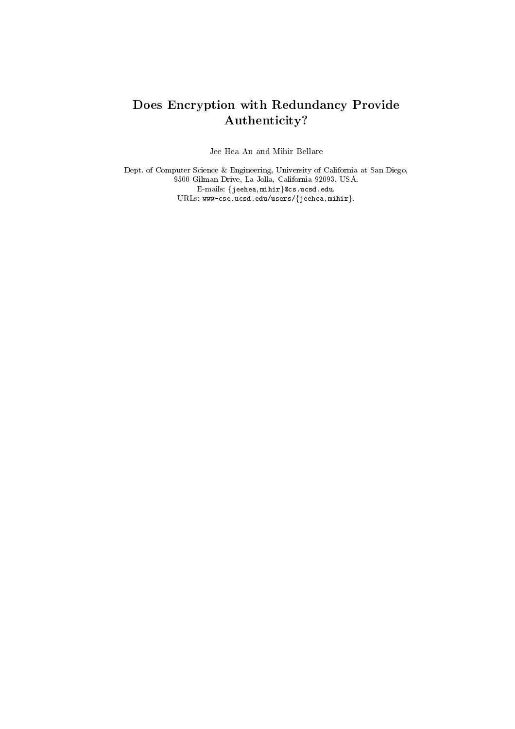# Does Encryption with Redundancy Provide Authenticity?

Jee Hea An and Mihir Bellare

Dept. of Computer Science & Engineering, University of California at San Diego, 9500 Gilman Drive, La Jolla, California 92093, USA.
E-mails: {jeehea, mihir}@cs.ucsd.edu.
URLs: www-cse.ucsd.edu/users/{jeehea, mihir}.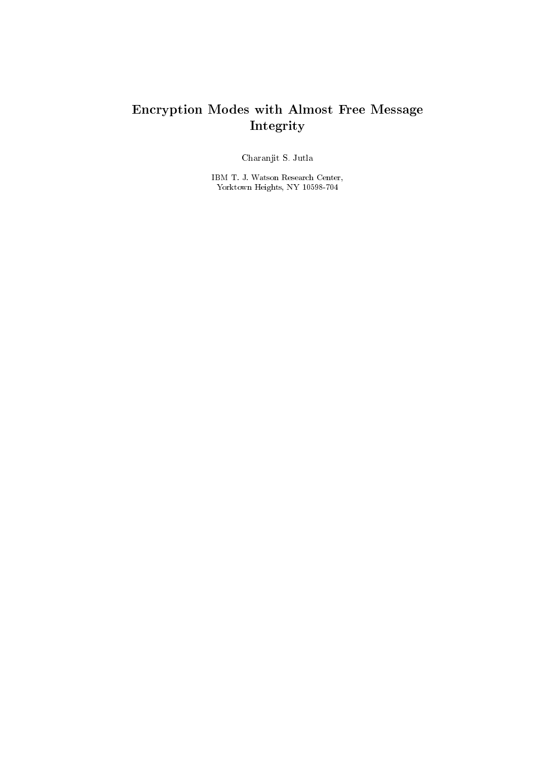# Encryption Modes with Almost Free Message Integrity

Charanjit S. Jutla

IBM T. J. Watson Research Center,
Yorktown Heights, NY 10598-704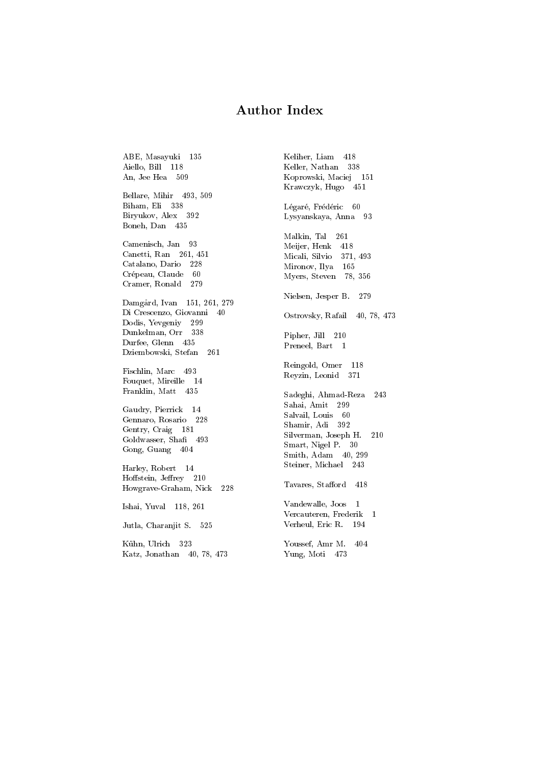# Author Index

ABE, Masayuki 135
Aiello, Bill 118
An, Jee Hea 509

Bellare, Mihir 493, 509
Biham, Eli 338
Biryukov, Alex 392
Boneh, Dan 435

Camenisch, Jan 93
Canetti, Ran 261, 451
Catalano, Dario 228
Crépeau, Claude 60
Cramer, Ronald 279

Damgård, Ivan 151, 261, 279
Di Crescenzo, Giovanni 40
Dodis, Yevgeniy 299
Dunkelman, Orr 338
Durfee, Glenn 435
Dziembowski, Stefan 261

Fischlin, Marc 493
Fouquet, Mireille 14
Franklin, Matt 435

Gaudry, Pierrick 14
Gennaro, Rosario 228
Gentry, Craig 181
Goldwasser, Shafi 493
Gong, Guang 404

Harley, Robert 14
Hoffstein, Jeffrey 210
Howgrave-Graham, Nick 228

Ishai, Yuval 118, 261

Jutla, Charanjit S. 525

Kühn, Ulrich 323
Katz, Jonathan 40, 78, 473
Keliher, Liam 418
Keller, Nathan 338
Koprowski, Maciej 151
Krawczyk, Hugo 451

Légaré, Frédéric 60
Lysyanskaya, Anna 93

Malkin, Tal 261
Meijer, Henk 418
Micali, Silvio 371, 493
Mironov, Ilya 165
Myers, Steven 78, 356

Nielsen, Jesper B. 279

Ostrovsky, Rafail 40, 78, 473

Pipher, Jill 210
Preneel, Bart 1

Reingold, Omer 118
Reyzin, Leonid 371

Sadeghi, Ahmad-Reza 243
Sahai, Amit 299
Salvail, Louis 60
Shamir, Adi 392
Silverman, Joseph H. 210
Smart, Nigel P. 30
Smith, Adam 40, 299
Steiner, Michael 243

Tavares, Stafford 418

Vandewalle, Joos 1
Vercauteren, Frederik 1
Verheul, Eric R. 194

Youssef, Amr M. 404
Yung, Moti 473